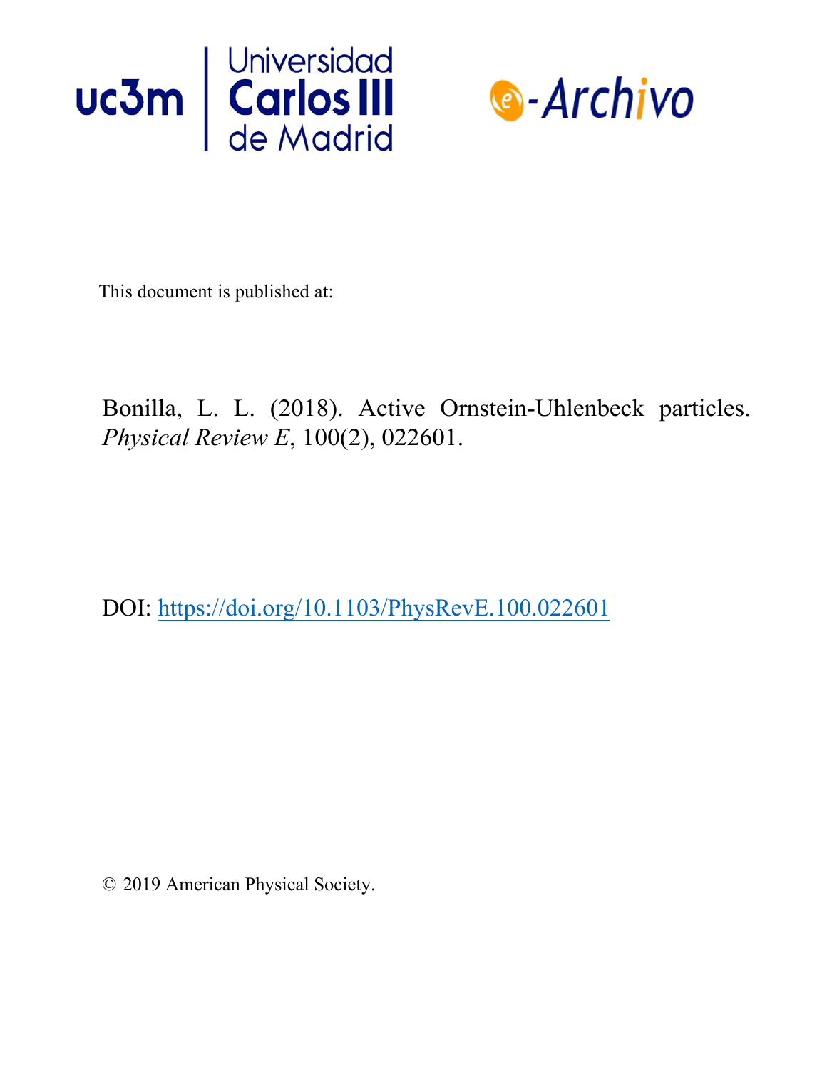This document is published at:

Bonilla, L. L. (2018). Active Ornstein-Uhlenbeck particles. *Physical Review E*, 100(2), 022601.

DOI: https://doi.org/10.1103/PhysRevE.100.022601

© 2019 American Physical Society.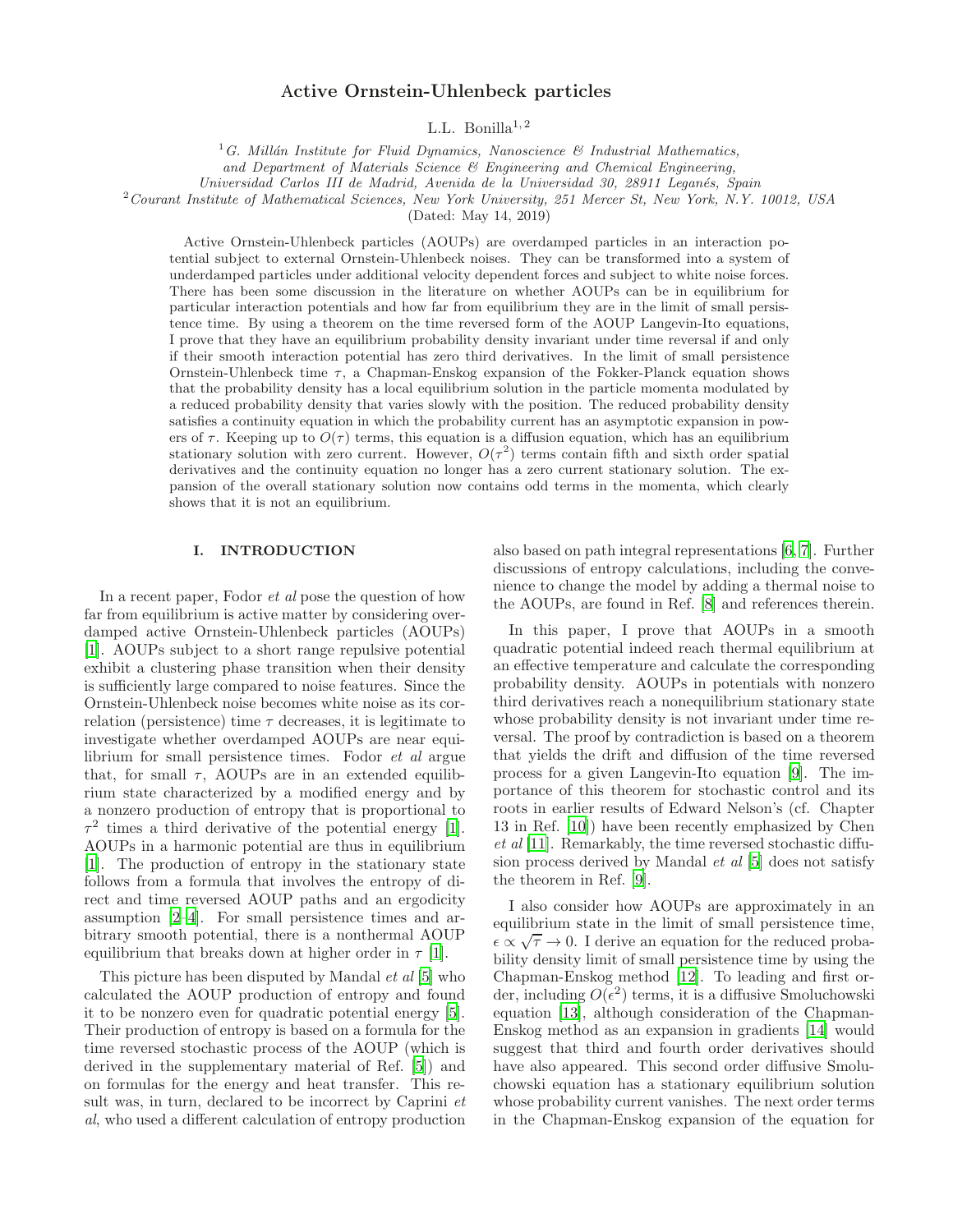# Active Ornstein-Uhlenbeck particles

L.L. Bonilla[1,2]

[1] *G. Millán Institute for Fluid Dynamics, Nanoscience & Industrial Mathematics, and Department of Materials Science & Engineering and Chemical Engineering, Universidad Carlos III de Madrid, Avenida de la Universidad 30, 28911 Leganés, Spain*
[2] *Courant Institute of Mathematical Sciences, New York University, 251 Mercer St, New York, N.Y. 10012, USA*

(Dated: May 14, 2019)

Active Ornstein-Uhlenbeck particles (AOUPs) are overdamped particles in an interaction potential subject to external Ornstein-Uhlenbeck noises. They can be transformed into a system of underdamped particles under additional velocity dependent forces and subject to white noise forces. There has been some discussion in the literature on whether AOUPs can be in equilibrium for particular interaction potentials and how far from equilibrium they are in the limit of small persistence time. By using a theorem on the time reversed form of the AOUP Langevin-Ito equations, I prove that they have an equilibrium probability density invariant under time reversal if and only if their smooth interaction potential has zero third derivatives. In the limit of small persistence Ornstein-Uhlenbeck time $\tau$, a Chapman-Enskog expansion of the Fokker-Planck equation shows that the probability density has a local equilibrium solution in the particle momenta modulated by a reduced probability density that varies slowly with the position. The reduced probability density satisfies a continuity equation in which the probability current has an asymptotic expansion in powers of $\tau$. Keeping up to $O(\tau)$ terms, this equation is a diffusion equation, which has an equilibrium stationary solution with zero current. However, $O(\tau^2)$ terms contain fifth and sixth order spatial derivatives and the continuity equation no longer has a zero current stationary solution. The expansion of the overall stationary solution now contains odd terms in the momenta, which clearly shows that it is not an equilibrium.

## I. INTRODUCTION

In a recent paper, Fodor *et al* pose the question of how far from equilibrium is active matter by considering overdamped active Ornstein-Uhlenbeck particles (AOUPs) [1]. AOUPs subject to a short range repulsive potential exhibit a clustering phase transition when their density is sufficiently large compared to noise features. Since the Ornstein-Uhlenbeck noise becomes white noise as its correlation (persistence) time $\tau$ decreases, it is legitimate to investigate whether overdamped AOUPs are near equilibrium for small persistence times. Fodor *et al* argue that, for small $\tau$, AOUPs are in an extended equilibrium state characterized by a modified energy and by a nonzero production of entropy that is proportional to $\tau^2$ times a third derivative of the potential energy [1]. AOUPs in a harmonic potential are thus in equilibrium [1]. The production of entropy in the stationary state follows from a formula that involves the entropy of direct and time reversed AOUP paths and an ergodicity assumption [2–4]. For small persistence times and arbitrary smooth potential, there is a nonthermal AOUP equilibrium that breaks down at higher order in $\tau$ [1].

This picture has been disputed by Mandal *et al* [5] who calculated the AOUP production of entropy and found it to be nonzero even for quadratic potential energy [5]. Their production of entropy is based on a formula for the time reversed stochastic process of the AOUP (which is derived in the supplementary material of Ref. [5]) and on formulas for the energy and heat transfer. This result was, in turn, declared to be incorrect by Caprini *et al*, who used a different calculation of entropy production also based on path integral representations [6, 7]. Further discussions of entropy calculations, including the convenience to change the model by adding a thermal noise to the AOUPs, are found in Ref. [8] and references therein.

In this paper, I prove that AOUPs in a smooth quadratic potential indeed reach thermal equilibrium at an effective temperature and calculate the corresponding probability density. AOUPs in potentials with nonzero third derivatives reach a nonequilibrium stationary state whose probability density is not invariant under time reversal. The proof by contradiction is based on a theorem that yields the drift and diffusion of the time reversed process for a given Langevin-Ito equation [9]. The importance of this theorem for stochastic control and its roots in earlier results of Edward Nelson's (cf. Chapter 13 in Ref. [10]) have been recently emphasized by Chen *et al* [11]. Remarkably, the time reversed stochastic diffusion process derived by Mandal *et al* [5] does not satisfy the theorem in Ref. [9].

I also consider how AOUPs are approximately in an equilibrium state in the limit of small persistence time, $\epsilon \propto \sqrt{\tau} \to 0$. I derive an equation for the reduced probability density limit of small persistence time by using the Chapman-Enskog method [12]. To leading and first order, including $O(\epsilon^2)$ terms, it is a diffusive Smoluchowski equation [13], although consideration of the Chapman-Enskog method as an expansion in gradients [14] would suggest that third and fourth order derivatives should have also appeared. This second order diffusive Smoluchowski equation has a stationary equilibrium solution whose probability current vanishes. The next order terms in the Chapman-Enskog expansion of the equation for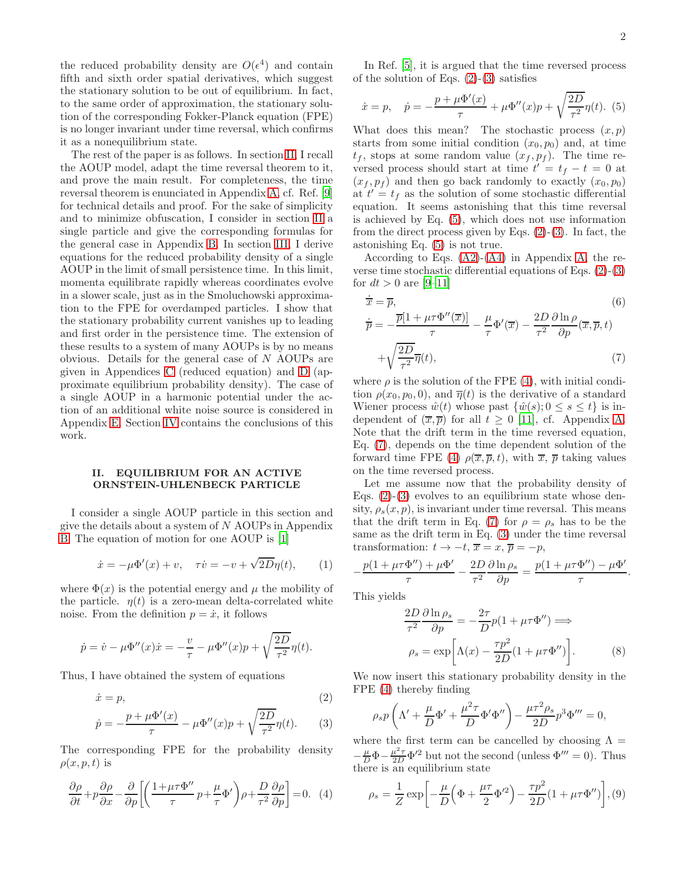the reduced probability density are $O(\epsilon^4)$ and contain fifth and sixth order spatial derivatives, which suggest the stationary solution to be out of equilibrium. In fact, to the same order of approximation, the stationary solution of the corresponding Fokker-Planck equation (FPE) is no longer invariant under time reversal, which confirms it as a nonequilibrium state.

The rest of the paper is as follows. In section II, I recall the AOUP model, adapt the time reversal theorem to it, and prove the main result. For completeness, the time reversal theorem is enunciated in Appendix A, cf. Ref. [9] for technical details and proof. For the sake of simplicity and to minimize obfuscation, I consider in section II a single particle and give the corresponding formulas for the general case in Appendix B. In section III, I derive equations for the reduced probability density of a single AOUP in the limit of small persistence time. In this limit, momenta equilibrate rapidly whereas coordinates evolve in a slower scale, just as in the Smoluchowski approximation to the FPE for overdamped particles. I show that the stationary probability current vanishes up to leading and first order in the persistence time. The extension of these results to a system of many AOUPs is by no means obvious. Details for the general case of $N$ AOUPs are given in Appendices C (reduced equation) and D (approximate equilibrium probability density). The case of a single AOUP in a harmonic potential under the action of an additional white noise source is considered in Appendix E. Section IV contains the conclusions of this work.

## II. EQUILIBRIUM FOR AN ACTIVE ORNSTEIN-UHLENBECK PARTICLE

I consider a single AOUP particle in this section and give the details about a system of $N$ AOUPs in Appendix B. The equation of motion for one AOUP is [1]

$$\dot{x} = -\mu\Phi'(x) + v, \quad \tau\dot{v} = -v + \sqrt{2D}\eta(t), \tag{1}$$

where $\Phi(x)$ is the potential energy and $\mu$ the mobility of the particle. $\eta(t)$ is a zero-mean delta-correlated white noise. From the definition $p = \dot{x}$, it follows

$$\dot{p} = \dot{v} - \mu\Phi''(x)\dot{x} = -\frac{v}{\tau} - \mu\Phi''(x)p + \sqrt{\frac{2D}{\tau^2}}\eta(t).$$

Thus, I have obtained the system of equations

$$\dot{x} = p, \tag{2}$$

$$\dot{p} = -\frac{p + \mu\Phi'(x)}{\tau} - \mu\Phi''(x)p + \sqrt{\frac{2D}{\tau^2}}\eta(t). \tag{3}$$

The corresponding FPE for the probability density $\rho(x, p, t)$ is

$$\frac{\partial\rho}{\partial t} + p\frac{\partial\rho}{\partial x} - \frac{\partial}{\partial p}\left[\left(\frac{1+\mu\tau\Phi''}{\tau}p + \frac{\mu}{\tau}\Phi'\right)\rho + \frac{D}{\tau^2}\frac{\partial\rho}{\partial p}\right] = 0. \tag{4}$$

In Ref. [5], it is argued that the time reversed process of the solution of Eqs. (2)-(3) satisfies

$$\dot{x} = p, \quad \dot{p} = -\frac{p + \mu\Phi'(x)}{\tau} + \mu\Phi''(x)p + \sqrt{\frac{2D}{\tau^2}}\eta(t). \tag{5}$$

What does this mean? The stochastic process $(x, p)$ starts from some initial condition $(x_0, p_0)$ and, at time $t_f$, stops at some random value $(x_f, p_f)$. The time reversed process should start at time $t' = t_f - t = 0$ at $(x_f, p_f)$ and then go back randomly to exactly $(x_0, p_0)$ at $t' = t_f$ as the solution of some stochastic differential equation. It seems astonishing that this time reversal is achieved by Eq. (5), which does not use information from the direct process given by Eqs. (2)-(3). In fact, the astonishing Eq. (5) is not true.

According to Eqs. (A2)-(A4) in Appendix A, the reverse time stochastic differential equations of Eqs. (2)-(3) for $dt > 0$ are [9–11]

$$\dot{\overline{x}} = \overline{p}, \tag{6}$$

$$\dot{\overline{p}} = -\frac{\overline{p}[1 + \mu\tau\Phi''(\overline{x})]}{\tau} - \frac{\mu}{\tau}\Phi'(\overline{x}) - \frac{2D}{\tau^2}\frac{\partial \ln\rho}{\partial p}(\overline{x}, \overline{p}, t) + \sqrt{\frac{2D}{\tau^2}}\overline{\eta}(t), \tag{7}$$

where $\rho$ is the solution of the FPE (4), with initial condition $\rho(x_0, p_0, 0)$, and $\overline{\eta}(t)$ is the derivative of a standard Wiener process $\hat{w}(t)$ whose past $\{\hat{w}(s); 0 \leq s \leq t\}$ is independent of $(\overline{x}, \overline{p})$ for all $t \geq 0$ [11], cf. Appendix A. Note that the drift term in the time reversed equation, Eq. (7), depends on the time dependent solution of the forward time FPE (4) $\rho(\overline{x}, \overline{p}, t)$, with $\overline{x}$, $\overline{p}$ taking values on the time reversed process.

Let me assume now that the probability density of Eqs. (2)-(3) evolves to an equilibrium state whose density, $\rho_s(x, p)$, is invariant under time reversal. This means that the drift term in Eq. (7) for $\rho = \rho_s$ has to be the same as the drift term in Eq. (3) under the time reversal transformation: $t \to -t$, $\overline{x} = x$, $\overline{p} = -p$,

$$-\frac{p(1 + \mu\tau\Phi'') + \mu\Phi'}{\tau} - \frac{2D}{\tau^2}\frac{\partial \ln\rho_s}{\partial p} = \frac{p(1 + \mu\tau\Phi'') - \mu\Phi'}{\tau}.$$

This yields

$$\frac{2D}{\tau^2}\frac{\partial \ln\rho_s}{\partial p} = -\frac{2\tau}{D}p(1 + \mu\tau\Phi'') \Longrightarrow$$

$$\rho_s = \exp\left[\Lambda(x) - \frac{\tau p^2}{2D}(1 + \mu\tau\Phi'')\right]. \tag{8}$$

We now insert this stationary probability density in the FPE (4) thereby finding

$$\rho_s p\left(\Lambda' + \frac{\mu}{D}\Phi' + \frac{\mu^2\tau}{D}\Phi'\Phi''\right) - \frac{\mu\tau^2\rho_s}{2D}p^3\Phi''' = 0,$$

where the first term can be cancelled by choosing $\Lambda = -\frac{\mu}{D}\Phi - \frac{\mu^2\tau}{2D}\Phi'^2$ but not the second (unless $\Phi''' = 0$). Thus there is an equilibrium state

$$\rho_s = \frac{1}{Z}\exp\left[-\frac{\mu}{D}\left(\Phi + \frac{\mu\tau}{2}\Phi'^2\right) - \frac{\tau p^2}{2D}(1 + \mu\tau\Phi'')\right], \tag{9}$$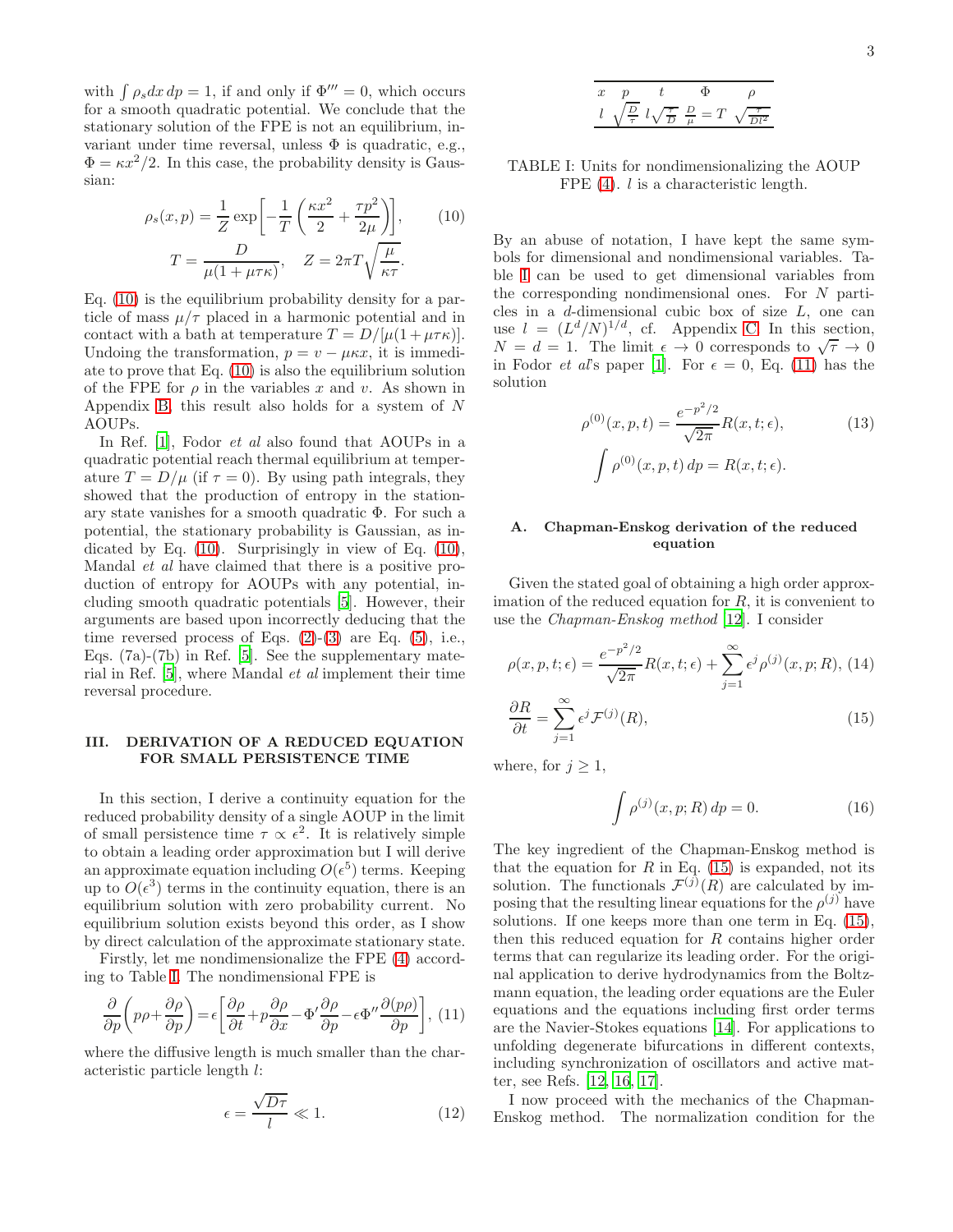with $\int \rho_s dx\, dp = 1$, if and only if $\Phi''' = 0$, which occurs for a smooth quadratic potential. We conclude that the stationary solution of the FPE is not an equilibrium, invariant under time reversal, unless $\Phi$ is quadratic, e.g., $\Phi = \kappa x^2/2$. In this case, the probability density is Gaussian:

$$\rho_s(x,p) = \frac{1}{Z}\exp\!\left[-\frac{1}{T}\left(\frac{\kappa x^2}{2}+\frac{\tau p^2}{2\mu}\right)\right], \tag{10}$$
$$T = \frac{D}{\mu(1+\mu\tau\kappa)}, \quad Z = 2\pi T\sqrt{\frac{\mu}{\kappa\tau}}.$$

Eq. (10) is the equilibrium probability density for a particle of mass $\mu/\tau$ placed in a harmonic potential and in contact with a bath at temperature $T = D/[\mu(1+\mu\tau\kappa)]$. Undoing the transformation, $p = v - \mu\kappa x$, it is immediate to prove that Eq. (10) is also the equilibrium solution of the FPE for $\rho$ in the variables $x$ and $v$. As shown in Appendix B, this result also holds for a system of $N$ AOUPs.

In Ref. [1], Fodor *et al* also found that AOUPs in a quadratic potential reach thermal equilibrium at temperature $T = D/\mu$ (if $\tau = 0$). By using path integrals, they showed that the production of entropy in the stationary state vanishes for a smooth quadratic $\Phi$. For such a potential, the stationary probability is Gaussian, as indicated by Eq. (10). Surprisingly in view of Eq. (10), Mandal *et al* have claimed that there is a positive production of entropy for AOUPs with any potential, including smooth quadratic potentials [5]. However, their arguments are based upon incorrectly deducing that the time reversed process of Eqs. (2)-(3) are Eq. (5), i.e., Eqs. (7a)-(7b) in Ref. [5]. See the supplementary material in Ref. [5], where Mandal *et al* implement their time reversal procedure.

## III. DERIVATION OF A REDUCED EQUATION FOR SMALL PERSISTENCE TIME

In this section, I derive a continuity equation for the reduced probability density of a single AOUP in the limit of small persistence time $\tau \propto \epsilon^2$. It is relatively simple to obtain a leading order approximation but I will derive an approximate equation including $O(\epsilon^5)$ terms. Keeping up to $O(\epsilon^3)$ terms in the continuity equation, there is an equilibrium solution with zero probability current. No equilibrium solution exists beyond this order, as I show by direct calculation of the approximate stationary state.

Firstly, let me nondimensionalize the FPE (4) according to Table I. The nondimensional FPE is

$$\frac{\partial}{\partial p}\left(p\rho+\frac{\partial\rho}{\partial p}\right)=\epsilon\left[\frac{\partial\rho}{\partial t}+p\frac{\partial\rho}{\partial x}-\Phi'\frac{\partial\rho}{\partial p}-\epsilon\Phi''\frac{\partial(p\rho)}{\partial p}\right], \tag{11}$$

where the diffusive length is much smaller than the characteristic particle length $l$:

$$\epsilon = \frac{\sqrt{D\tau}}{l} \ll 1. \tag{12}$$

| $x$ | $p$ | $t$ | $\Phi$ | $\rho$ |
|---|---|---|---|---|
| $l$ | $\sqrt{\frac{D}{\tau}}$ | $l\sqrt{\frac{\tau}{D}}$ | $\frac{D}{\mu}=T$ | $\sqrt{\frac{\tau}{Dl^2}}$ |

TABLE I: Units for nondimensionalizing the AOUP FPE (4). $l$ is a characteristic length.

By an abuse of notation, I have kept the same symbols for dimensional and nondimensional variables. Table I can be used to get dimensional variables from the corresponding nondimensional ones. For $N$ particles in a $d$-dimensional cubic box of size $L$, one can use $l = (L^d/N)^{1/d}$, cf. Appendix C. In this section, $N = d = 1$. The limit $\epsilon \to 0$ corresponds to $\sqrt{\tau} \to 0$ in Fodor *et al*'s paper [1]. For $\epsilon = 0$, Eq. (11) has the solution

$$\rho^{(0)}(x,p,t) = \frac{e^{-p^2/2}}{\sqrt{2\pi}}R(x,t;\epsilon), \tag{13}$$
$$\int \rho^{(0)}(x,p,t)\,dp = R(x,t;\epsilon).$$

### A. Chapman-Enskog derivation of the reduced equation

Given the stated goal of obtaining a high order approximation of the reduced equation for $R$, it is convenient to use the *Chapman-Enskog method* [12]. I consider

$$\rho(x,p,t;\epsilon) = \frac{e^{-p^2/2}}{\sqrt{2\pi}}R(x,t;\epsilon)+\sum_{j=1}^{\infty}\epsilon^j\rho^{(j)}(x,p;R), \tag{14}$$
$$\frac{\partial R}{\partial t} = \sum_{j=1}^{\infty}\epsilon^j\mathcal{F}^{(j)}(R), \tag{15}$$

where, for $j \geq 1$,

$$\int \rho^{(j)}(x,p;R)\,dp = 0. \tag{16}$$

The key ingredient of the Chapman-Enskog method is that the equation for $R$ in Eq. (15) is expanded, not its solution. The functionals $\mathcal{F}^{(j)}(R)$ are calculated by imposing that the resulting linear equations for the $\rho^{(j)}$ have solutions. If one keeps more than one term in Eq. (15), then this reduced equation for $R$ contains higher order terms that can regularize its leading order. For the original application to derive hydrodynamics from the Boltzmann equation, the leading order equations are the Euler equations and the equations including first order terms are the Navier-Stokes equations [14]. For applications to unfolding degenerate bifurcations in different contexts, including synchronization of oscillators and active matter, see Refs. [12, 16, 17].

I now proceed with the mechanics of the Chapman-Enskog method. The normalization condition for the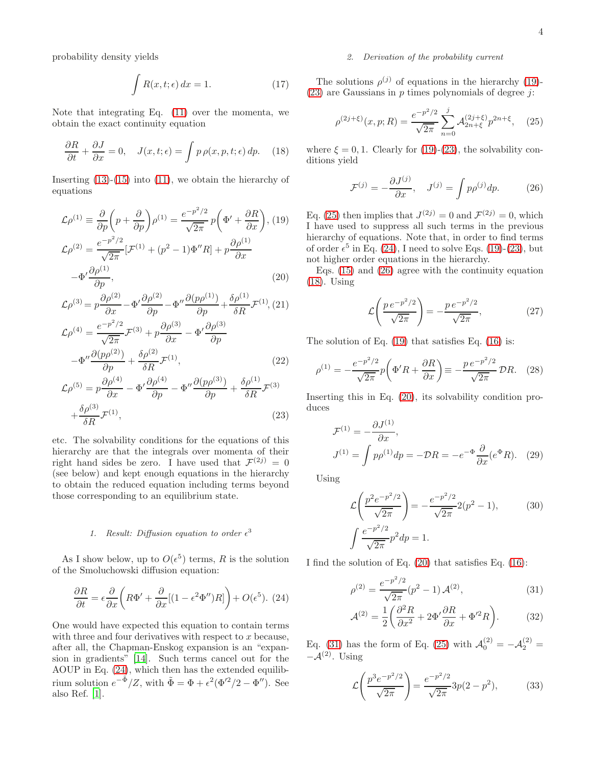probability density yields

$$\int R(x,t;\epsilon)\,dx = 1. \tag{17}$$

Note that integrating Eq. (11) over the momenta, we obtain the exact continuity equation

$$\frac{\partial R}{\partial t} + \frac{\partial J}{\partial x} = 0, \quad J(x,t;\epsilon) = \int p\,\rho(x,p,t;\epsilon)\,dp. \tag{18}$$

Inserting (13)-(15) into (11), we obtain the hierarchy of equations

$$\mathcal{L}\rho^{(1)} \equiv \frac{\partial}{\partial p}\left(p + \frac{\partial}{\partial p}\right)\rho^{(1)} = \frac{e^{-p^2/2}}{\sqrt{2\pi}}\,p\left(\Phi' + \frac{\partial R}{\partial x}\right), \tag{19}$$

$$\mathcal{L}\rho^{(2)} = \frac{e^{-p^2/2}}{\sqrt{2\pi}}[\mathcal{F}^{(1)} + (p^2-1)\Phi'' R] + p\frac{\partial \rho^{(1)}}{\partial x} - \Phi'\frac{\partial \rho^{(1)}}{\partial p}, \tag{20}$$

$$\mathcal{L}\rho^{(3)} = p\frac{\partial \rho^{(2)}}{\partial x} - \Phi'\frac{\partial \rho^{(2)}}{\partial p} - \Phi''\frac{\partial (p\rho^{(1)})}{\partial p} + \frac{\delta \rho^{(1)}}{\delta R}\mathcal{F}^{(1)}, \tag{21}$$

$$\mathcal{L}\rho^{(4)} = \frac{e^{-p^2/2}}{\sqrt{2\pi}}\mathcal{F}^{(3)} + p\frac{\partial \rho^{(3)}}{\partial x} - \Phi'\frac{\partial \rho^{(3)}}{\partial p} - \Phi''\frac{\partial (p\rho^{(2)})}{\partial p} + \frac{\delta \rho^{(2)}}{\delta R}\mathcal{F}^{(1)}, \tag{22}$$

$$\mathcal{L}\rho^{(5)} = p\frac{\partial \rho^{(4)}}{\partial x} - \Phi'\frac{\partial \rho^{(4)}}{\partial p} - \Phi''\frac{\partial (p\rho^{(3)})}{\partial p} + \frac{\delta \rho^{(1)}}{\delta R}\mathcal{F}^{(3)} + \frac{\delta \rho^{(3)}}{\delta R}\mathcal{F}^{(1)}, \tag{23}$$

etc. The solvability conditions for the equations of this hierarchy are that the integrals over momenta of their right hand sides be zero. I have used that $\mathcal{F}^{(2j)} = 0$ (see below) and kept enough equations in the hierarchy to obtain the reduced equation including terms beyond those corresponding to an equilibrium state.

### 1. *Result: Diffusion equation to order* $\epsilon^3$

As I show below, up to $O(\epsilon^5)$ terms, $R$ is the solution of the Smoluchowski diffusion equation:

$$\frac{\partial R}{\partial t} = \epsilon\frac{\partial}{\partial x}\left(R\Phi' + \frac{\partial}{\partial x}[(1-\epsilon^2\Phi'')R]\right) + O(\epsilon^5). \tag{24}$$

One would have expected this equation to contain terms with three and four derivatives with respect to $x$ because, after all, the Chapman-Enskog expansion is an "expansion in gradients" [14]. Such terms cancel out for the AOUP in Eq. (24), which then has the extended equilibrium solution $e^{-\tilde{\Phi}}/Z$, with $\tilde{\Phi} = \Phi + \epsilon^2(\Phi'^2/2 - \Phi'')$. See also Ref. [1].

### 2. *Derivation of the probability current*

The solutions $\rho^{(j)}$ of equations in the hierarchy (19)-(23) are Gaussians in $p$ times polynomials of degree $j$:

$$\rho^{(2j+\xi)}(x,p;R) = \frac{e^{-p^2/2}}{\sqrt{2\pi}}\sum_{n=0}^{j}\mathcal{A}^{(2j+\xi)}_{2n+\xi}p^{2n+\xi}, \tag{25}$$

where $\xi = 0, 1$. Clearly for (19)-(23), the solvability conditions yield

$$\mathcal{F}^{(j)} = -\frac{\partial J^{(j)}}{\partial x}, \quad J^{(j)} = \int p\rho^{(j)}dp. \tag{26}$$

Eq. (25) then implies that $J^{(2j)} = 0$ and $\mathcal{F}^{(2j)} = 0$, which I have used to suppress all such terms in the previous hierarchy of equations. Note that, in order to find terms of order $\epsilon^5$ in Eq. (24), I need to solve Eqs. (19)-(23), but not higher order equations in the hierarchy.

Eqs. (15) and (26) agree with the continuity equation (18). Using

$$\mathcal{L}\left(\frac{p\,e^{-p^2/2}}{\sqrt{2\pi}}\right) = -\frac{p\,e^{-p^2/2}}{\sqrt{2\pi}}, \tag{27}$$

The solution of Eq. (19) that satisfies Eq. (16) is:

$$\rho^{(1)} = -\frac{e^{-p^2/2}}{\sqrt{2\pi}}p\left(\Phi' R + \frac{\partial R}{\partial x}\right) \equiv -\frac{p\,e^{-p^2/2}}{\sqrt{2\pi}}\mathcal{D}R. \tag{28}$$

Inserting this in Eq. (20), its solvability condition produces

$$\mathcal{F}^{(1)} = -\frac{\partial J^{(1)}}{\partial x},$$
$$J^{(1)} = \int p\rho^{(1)}dp = -\mathcal{D}R = -e^{-\Phi}\frac{\partial}{\partial x}(e^{\Phi}R). \tag{29}$$

Using

$$\mathcal{L}\left(\frac{p^2 e^{-p^2/2}}{\sqrt{2\pi}}\right) = -\frac{e^{-p^2/2}}{\sqrt{2\pi}}2(p^2-1), \tag{30}$$
$$\int \frac{e^{-p^2/2}}{\sqrt{2\pi}}p^2 dp = 1.$$

I find the solution of Eq. (20) that satisfies Eq. (16):

$$\rho^{(2)} = \frac{e^{-p^2/2}}{\sqrt{2\pi}}(p^2-1)\,\mathcal{A}^{(2)}, \tag{31}$$

$$\mathcal{A}^{(2)} = \frac{1}{2}\left(\frac{\partial^2 R}{\partial x^2} + 2\Phi'\frac{\partial R}{\partial x} + \Phi'^2 R\right). \tag{32}$$

Eq. (31) has the form of Eq. (25) with $\mathcal{A}^{(2)}_0 = -\mathcal{A}^{(2)}_2 = -\mathcal{A}^{(2)}$. Using

$$\mathcal{L}\left(\frac{p^3 e^{-p^2/2}}{\sqrt{2\pi}}\right) = \frac{e^{-p^2/2}}{\sqrt{2\pi}}3p(2-p^2), \tag{33}$$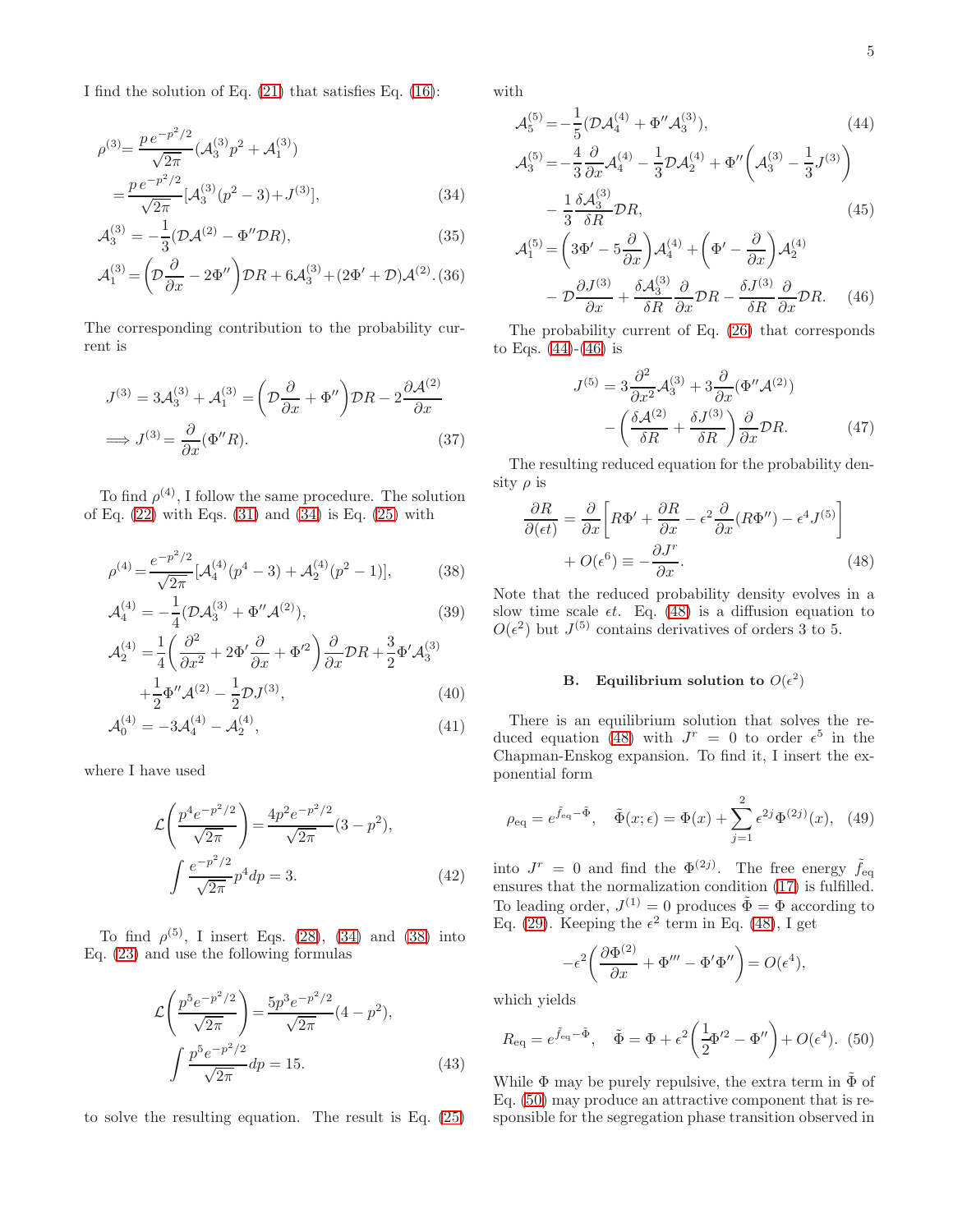I find the solution of Eq. (21) that satisfies Eq. (16):

$$
\begin{aligned}
\rho^{(3)} &= \frac{p\, e^{-p^2/2}}{\sqrt{2\pi}}(\mathcal{A}_3^{(3)}p^2+\mathcal{A}_1^{(3)}) \\
&= \frac{p\, e^{-p^2/2}}{\sqrt{2\pi}}[\mathcal{A}_3^{(3)}(p^2-3)+J^{(3)}], \qquad (34)
\end{aligned}
$$

$$
\mathcal{A}_3^{(3)} = -\frac{1}{3}(\mathcal{D}\mathcal{A}^{(2)}-\Phi''\mathcal{D}R), \qquad (35)
$$

$$
\mathcal{A}_1^{(3)} = \left(\mathcal{D}\frac{\partial}{\partial x}-2\Phi''\right)\mathcal{D}R+6\mathcal{A}_3^{(3)}+(2\Phi'+\mathcal{D})\mathcal{A}^{(2)}. \qquad (36)
$$

The corresponding contribution to the probability current is

$$
\begin{aligned}
J^{(3)} &= 3\mathcal{A}_3^{(3)}+\mathcal{A}_1^{(3)} = \left(\mathcal{D}\frac{\partial}{\partial x}+\Phi''\right)\mathcal{D}R-2\frac{\partial\mathcal{A}^{(2)}}{\partial x} \\
\Longrightarrow J^{(3)} &= \frac{\partial}{\partial x}(\Phi''R). \qquad (37)
\end{aligned}
$$

To find $\rho^{(4)}$, I follow the same procedure. The solution of Eq. (22) with Eqs. (31) and (34) is Eq. (25) with

$$
\rho^{(4)} = \frac{e^{-p^2/2}}{\sqrt{2\pi}}[\mathcal{A}_4^{(4)}(p^4-3)+\mathcal{A}_2^{(4)}(p^2-1)], \qquad (38)
$$

$$
\mathcal{A}_4^{(4)} = -\frac{1}{4}(\mathcal{D}\mathcal{A}_3^{(3)}+\Phi''\mathcal{A}^{(2)}), \qquad (39)
$$

$$
\begin{aligned}
\mathcal{A}_2^{(4)} &= \frac{1}{4}\left(\frac{\partial^2}{\partial x^2}+2\Phi'\frac{\partial}{\partial x}+\Phi'^2\right)\frac{\partial}{\partial x}\mathcal{D}R+\frac{3}{2}\Phi'\mathcal{A}_3^{(3)} \\
&+\frac{1}{2}\Phi''\mathcal{A}^{(2)}-\frac{1}{2}\mathcal{D}J^{(3)}, \qquad (40)
\end{aligned}
$$

$$
\mathcal{A}_0^{(4)} = -3\mathcal{A}_4^{(4)}-\mathcal{A}_2^{(4)}, \qquad (41)
$$

where I have used

$$
\begin{aligned}
&\mathcal{L}\left(\frac{p^4 e^{-p^2/2}}{\sqrt{2\pi}}\right) = \frac{4p^2 e^{-p^2/2}}{\sqrt{2\pi}}(3-p^2), \\
&\int \frac{e^{-p^2/2}}{\sqrt{2\pi}}p^4 dp = 3. \qquad (42)
\end{aligned}
$$

To find $\rho^{(5)}$, I insert Eqs. (28), (34) and (38) into Eq. (23) and use the following formulas

$$
\begin{aligned}
&\mathcal{L}\left(\frac{p^5 e^{-p^2/2}}{\sqrt{2\pi}}\right) = \frac{5p^3 e^{-p^2/2}}{\sqrt{2\pi}}(4-p^2), \\
&\int \frac{p^5 e^{-p^2/2}}{\sqrt{2\pi}}dp = 15. \qquad (43)
\end{aligned}
$$

to solve the resulting equation. The result is Eq. (25) with

$$
\mathcal{A}_5^{(5)} = -\frac{1}{5}(\mathcal{D}\mathcal{A}_4^{(4)}+\Phi''\mathcal{A}_3^{(3)}), \qquad (44)
$$

$$
\begin{aligned}
\mathcal{A}_3^{(5)} &= -\frac{4}{3}\frac{\partial}{\partial x}\mathcal{A}_4^{(4)}-\frac{1}{3}\mathcal{D}\mathcal{A}_2^{(4)}+\Phi''\left(\mathcal{A}_3^{(3)}-\frac{1}{3}J^{(3)}\right) \\
&-\frac{1}{3}\frac{\delta\mathcal{A}_3^{(3)}}{\delta R}\mathcal{D}R, \qquad (45)
\end{aligned}
$$

$$
\begin{aligned}
\mathcal{A}_1^{(5)} &= \left(3\Phi'-5\frac{\partial}{\partial x}\right)\mathcal{A}_4^{(4)}+\left(\Phi'-\frac{\partial}{\partial x}\right)\mathcal{A}_2^{(4)} \\
&-\mathcal{D}\frac{\partial J^{(3)}}{\partial x}+\frac{\delta\mathcal{A}_3^{(3)}}{\delta R}\frac{\partial}{\partial x}\mathcal{D}R-\frac{\delta J^{(3)}}{\delta R}\frac{\partial}{\partial x}\mathcal{D}R. \qquad (46)
\end{aligned}
$$

The probability current of Eq. (26) that corresponds to Eqs. (44)-(46) is

$$
\begin{aligned}
J^{(5)} &= 3\frac{\partial^2}{\partial x^2}\mathcal{A}_3^{(3)}+3\frac{\partial}{\partial x}(\Phi''\mathcal{A}^{(2)}) \\
&-\left(\frac{\delta\mathcal{A}^{(2)}}{\delta R}+\frac{\delta J^{(3)}}{\delta R}\right)\frac{\partial}{\partial x}\mathcal{D}R. \qquad (47)
\end{aligned}
$$

The resulting reduced equation for the probability density $\rho$ is

$$
\begin{aligned}
\frac{\partial R}{\partial(\epsilon t)} &= \frac{\partial}{\partial x}\left[R\Phi'+\frac{\partial R}{\partial x}-\epsilon^2\frac{\partial}{\partial x}(R\Phi'')-\epsilon^4 J^{(5)}\right] \\
&+O(\epsilon^6) \equiv -\frac{\partial J^r}{\partial x}. \qquad (48)
\end{aligned}
$$

Note that the reduced probability density evolves in a slow time scale $\epsilon t$. Eq. (48) is a diffusion equation to $O(\epsilon^2)$ but $J^{(5)}$ contains derivatives of orders 3 to 5.

### B. Equilibrium solution to $O(\epsilon^2)$

There is an equilibrium solution that solves the reduced equation (48) with $J^r = 0$ to order $\epsilon^5$ in the Chapman-Enskog expansion. To find it, I insert the exponential form

$$
\rho_{\text{eq}} = e^{\tilde{f}_{\text{eq}}-\tilde{\Phi}}, \quad \tilde{\Phi}(x;\epsilon) = \Phi(x)+\sum_{j=1}^{2}\epsilon^{2j}\Phi^{(2j)}(x), \quad (49)
$$

into $J^r = 0$ and find the $\Phi^{(2j)}$. The free energy $\tilde{f}_{\text{eq}}$ ensures that the normalization condition (17) is fulfilled. To leading order, $J^{(1)} = 0$ produces $\tilde{\Phi} = \Phi$ according to Eq. (29). Keeping the $\epsilon^2$ term in Eq. (48), I get

$$
-\epsilon^2\left(\frac{\partial\Phi^{(2)}}{\partial x}+\Phi'''-\Phi'\Phi''\right) = O(\epsilon^4),
$$

which yields

$$
R_{\text{eq}} = e^{\tilde{f}_{\text{eq}}-\tilde{\Phi}}, \quad \tilde{\Phi} = \Phi+\epsilon^2\left(\frac{1}{2}\Phi'^2-\Phi''\right)+O(\epsilon^4). \quad (50)
$$

While $\Phi$ may be purely repulsive, the extra term in $\tilde{\Phi}$ of Eq. (50) may produce an attractive component that is responsible for the segregation phase transition observed in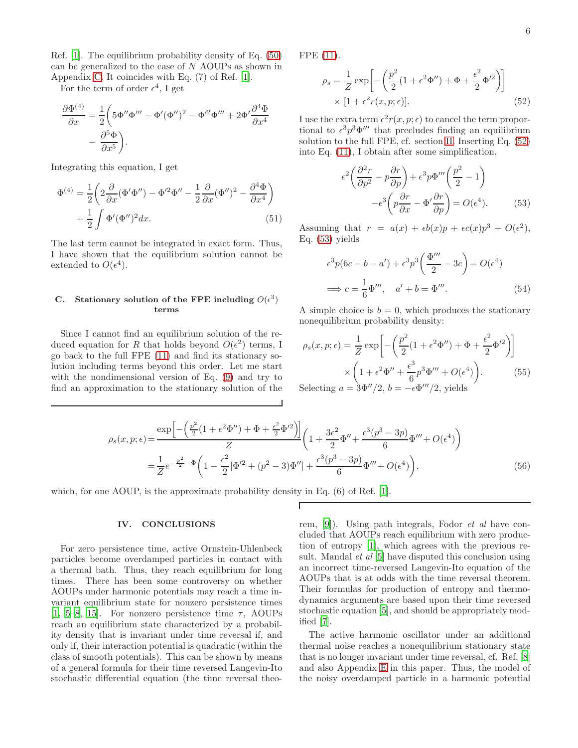Ref. [1]. The equilibrium probability density of Eq. (50) can be generalized to the case of $N$ AOUPs as shown in Appendix C. It coincides with Eq. (7) of Ref. [1].

For the term of order $\epsilon^4$, I get

$$\frac{\partial \Phi^{(4)}}{\partial x} = \frac{1}{2}\bigg(5\Phi''\Phi''' - \Phi'(\Phi'')^2 - \Phi'^2\Phi''' + 2\Phi'\frac{\partial^4\Phi}{\partial x^4} - \frac{\partial^5\Phi}{\partial x^5}\bigg).$$

Integrating this equation, I get

$$\Phi^{(4)} = \frac{1}{2}\bigg(2\frac{\partial}{\partial x}(\Phi'\Phi'') - \Phi'^2\Phi'' - \frac{1}{2}\frac{\partial}{\partial x}(\Phi'')^2 - \frac{\partial^4\Phi}{\partial x^4}\bigg) + \frac{1}{2}\int \Phi'(\Phi'')^2 dx. \tag{51}$$

The last term cannot be integrated in exact form. Thus, I have shown that the equilibrium solution cannot be extended to $O(\epsilon^4)$.

### C. Stationary solution of the FPE including $O(\epsilon^3)$ terms

Since I cannot find an equilibrium solution of the reduced equation for $R$ that holds beyond $O(\epsilon^2)$ terms, I go back to the full FPE (11) and find its stationary solution including terms beyond this order. Let me start with the nondimensional version of Eq. (9) and try to find an approximation to the stationary solution of the FPE (11).

$$\rho_s = \frac{1}{Z}\exp\bigg[-\bigg(\frac{p^2}{2}(1+\epsilon^2\Phi'') + \Phi + \frac{\epsilon^2}{2}\Phi'^2\bigg)\bigg] \times [1+\epsilon^2 r(x,p;\epsilon)]. \tag{52}$$

I use the extra term $\epsilon^2 r(x,p;\epsilon)$ to cancel the term proportional to $\epsilon^3 p^3\Phi'''$ that precludes finding an equilibrium solution to the full FPE, cf. section II. Inserting Eq. (52) into Eq. (11), I obtain after some simplification,

$$\epsilon^2\bigg(\frac{\partial^2 r}{\partial p^2} - p\frac{\partial r}{\partial p}\bigg) + \epsilon^3 p\Phi'''\bigg(\frac{p^2}{2}-1\bigg) - \epsilon^3\bigg(p\frac{\partial r}{\partial x} - \Phi'\frac{\partial r}{\partial p}\bigg) = O(\epsilon^4). \tag{53}$$

Assuming that $r = a(x) + \epsilon b(x)p + \epsilon c(x)p^3 + O(\epsilon^2)$, Eq. (53) yields

$$\epsilon^3 p(6c - b - a') + \epsilon^3 p^3\bigg(\frac{\Phi'''}{2} - 3c\bigg) = O(\epsilon^4)$$
$$\Longrightarrow c = \frac{1}{6}\Phi''', \quad a' + b = \Phi'''. \tag{54}$$

A simple choice is $b = 0$, which produces the stationary nonequilibrium probability density:

$$\rho_s(x,p;\epsilon) = \frac{1}{Z}\exp\bigg[-\bigg(\frac{p^2}{2}(1+\epsilon^2\Phi'') + \Phi + \frac{\epsilon^2}{2}\Phi'^2\bigg)\bigg] \times \bigg(1 + \epsilon^2\Phi'' + \frac{\epsilon^3}{6}p^3\Phi''' + O(\epsilon^4)\bigg). \tag{55}$$

Selecting $a = 3\Phi''/2$, $b = -\epsilon\Phi'''/2$, yields

$$\rho_s(x,p;\epsilon) = \frac{\exp\Big[-\Big(\frac{p^2}{2}(1+\epsilon^2\Phi'') + \Phi + \frac{\epsilon^2}{2}\Phi'^2\Big)\Big]}{Z}\bigg(1 + \frac{3\epsilon^2}{2}\Phi'' + \frac{\epsilon^3(p^3-3p)}{6}\Phi''' + O(\epsilon^4)\bigg)$$
$$= \frac{1}{Z}e^{-\frac{p^2}{2}-\Phi}\bigg(1 - \frac{\epsilon^2}{2}[\Phi'^2 + (p^2-3)\Phi''] + \frac{\epsilon^3(p^3-3p)}{6}\Phi''' + O(\epsilon^4)\bigg), \tag{56}$$

which, for one AOUP, is the approximate probability density in Eq. (6) of Ref. [1].

## IV. CONCLUSIONS

For zero persistence time, active Ornstein-Uhlenbeck particles become overdamped particles in contact with a thermal bath. Thus, they reach equilibrium for long times. There has been some controversy on whether AOUPs under harmonic potentials may reach a time invariant equilibrium state for nonzero persistence times [1, 5–8, 15]. For nonzero persistence time $\tau$, AOUPs reach an equilibrium state characterized by a probability density that is invariant under time reversal if, and only if, their interaction potential is quadratic (within the class of smooth potentials). This can be shown by means of a general formula for their time reversed Langevin-Ito stochastic differential equation (the time reversal theorem, [9]). Using path integrals, Fodor *et al* have concluded that AOUPs reach equilibrium with zero production of entropy [1], which agrees with the previous result. Mandal *et al* [5] have disputed this conclusion using an incorrect time-reversed Langevin-Ito equation of the AOUPs that is at odds with the time reversal theorem. Their formulas for production of entropy and thermodynamics arguments are based upon their time reversed stochastic equation [5], and should be appropriately modified [7].

The active harmonic oscillator under an additional thermal noise reaches a nonequilibrium stationary state that is no longer invariant under time reversal, cf. Ref. [8] and also Appendix E in this paper. Thus, the model of the noisy overdamped particle in a harmonic potential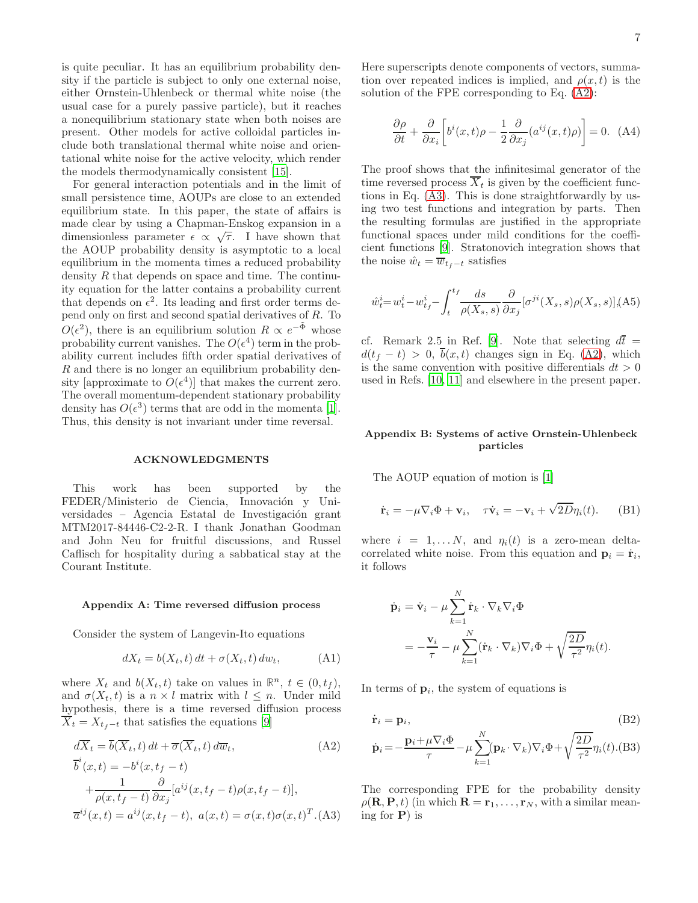is quite peculiar. It has an equilibrium probability density if the particle is subject to only one external noise, either Ornstein-Uhlenbeck or thermal white noise (the usual case for a purely passive particle), but it reaches a nonequilibrium stationary state when both noises are present. Other models for active colloidal particles include both translational thermal white noise and orientational white noise for the active velocity, which render the models thermodynamically consistent [15].

For general interaction potentials and in the limit of small persistence time, AOUPs are close to an extended equilibrium state. In this paper, the state of affairs is made clear by using a Chapman-Enskog expansion in a dimensionless parameter $\epsilon \propto \sqrt{\tau}$. I have shown that the AOUP probability density is asymptotic to a local equilibrium in the momenta times a reduced probability density $R$ that depends on space and time. The continuity equation for the latter contains a probability current that depends on $\epsilon^2$. Its leading and first order terms depend only on first and second spatial derivatives of $R$. To $O(\epsilon^2)$, there is an equilibrium solution $R \propto e^{-\tilde{\Phi}}$ whose probability current vanishes. The $O(\epsilon^4)$ term in the probability current includes fifth order spatial derivatives of $R$ and there is no longer an equilibrium probability density [approximate to $O(\epsilon^4)$] that makes the current zero. The overall momentum-dependent stationary probability density has $O(\epsilon^3)$ terms that are odd in the momenta [1]. Thus, this density is not invariant under time reversal.

## ACKNOWLEDGMENTS

This work has been supported by the FEDER/Ministerio de Ciencia, Innovación y Universidades – Agencia Estatal de Investigación grant MTM2017-84446-C2-2-R. I thank Jonathan Goodman and John Neu for fruitful discussions, and Russel Caflisch for hospitality during a sabbatical stay at the Courant Institute.

### Appendix A: Time reversed diffusion process

Consider the system of Langevin-Ito equations

$$dX_t = b(X_t, t)\, dt + \sigma(X_t, t)\, dw_t, \tag{A1}$$

where $X_t$ and $b(X_t, t)$ take on values in $\mathbb{R}^n$, $t \in (0, t_f)$, and $\sigma(X_t, t)$ is a $n \times l$ matrix with $l \leq n$. Under mild hypothesis, there is a time reversed diffusion process $\overline{X}_t = X_{t_f - t}$ that satisfies the equations [9]

$$d\overline{X}_t = \overline{b}(\overline{X}_t, t)\, dt + \overline{\sigma}(\overline{X}_t, t)\, d\overline{w}_t, \tag{A2}$$
$$\overline{b}^i(x,t) = -b^i(x, t_f - t) + \frac{1}{\rho(x, t_f - t)} \frac{\partial}{\partial x_j}[a^{ij}(x, t_f - t)\rho(x, t_f - t)],$$
$$\overline{a}^{ij}(x,t) = a^{ij}(x, t_f - t),\ a(x,t) = \sigma(x,t)\sigma(x,t)^T. \tag{A3}$$

Here superscripts denote components of vectors, summation over repeated indices is implied, and $\rho(x,t)$ is the solution of the FPE corresponding to Eq. (A2):

$$\frac{\partial \rho}{\partial t} + \frac{\partial}{\partial x_i}\left[b^i(x,t)\rho - \frac{1}{2}\frac{\partial}{\partial x_j}(a^{ij}(x,t)\rho)\right] = 0. \tag{A4}$$

The proof shows that the infinitesimal generator of the time reversed process $\overline{X}_t$ is given by the coefficient functions in Eq. (A3). This is done straightforwardly by using two test functions and integration by parts. Then the resulting formulas are justified in the appropriate functional spaces under mild conditions for the coefficient functions [9]. Stratonovich integration shows that the noise $\hat{w}_t = \overline{w}_{t_f - t}$ satisfies

$$\hat{w}_t^i = w_t^i - w_{t_f}^i - \int_t^{t_f} \frac{ds}{\rho(X_s, s)} \frac{\partial}{\partial x_j}[\sigma^{ji}(X_s, s)\rho(X_s, s)], \tag{A5}$$

cf. Remark 2.5 in Ref. [9]. Note that selecting $d\overline{t} = d(t_f - t) > 0$, $\overline{b}(x,t)$ changes sign in Eq. (A2), which is the same convention with positive differentials $dt > 0$ used in Refs. [10, 11] and elsewhere in the present paper.

### Appendix B: Systems of active Ornstein-Uhlenbeck particles

The AOUP equation of motion is [1]

$$\dot{\mathbf{r}}_i = -\mu \nabla_i \Phi + \mathbf{v}_i, \quad \tau \dot{\mathbf{v}}_i = -\mathbf{v}_i + \sqrt{2D}\eta_i(t). \tag{B1}$$

where $i = 1, \dots N$, and $\eta_i(t)$ is a zero-mean delta-correlated white noise. From this equation and $\mathbf{p}_i = \dot{\mathbf{r}}_i$, it follows

$$\dot{\mathbf{p}}_i = \dot{\mathbf{v}}_i - \mu \sum_{k=1}^N \dot{\mathbf{r}}_k \cdot \nabla_k \nabla_i \Phi$$
$$= -\frac{\mathbf{v}_i}{\tau} - \mu \sum_{k=1}^N (\dot{\mathbf{r}}_k \cdot \nabla_k) \nabla_i \Phi + \sqrt{\frac{2D}{\tau^2}}\eta_i(t).$$

In terms of $\mathbf{p}_i$, the system of equations is

$$\dot{\mathbf{r}}_i = \mathbf{p}_i, \tag{B2}$$
$$\dot{\mathbf{p}}_i = -\frac{\mathbf{p}_i + \mu \nabla_i \Phi}{\tau} - \mu \sum_{k=1}^N (\mathbf{p}_k \cdot \nabla_k) \nabla_i \Phi + \sqrt{\frac{2D}{\tau^2}}\eta_i(t). \tag{B3}$$

The corresponding FPE for the probability density $\rho(\mathbf{R}, \mathbf{P}, t)$ (in which $\mathbf{R} = \mathbf{r}_1, \dots, \mathbf{r}_N$, with a similar meaning for $\mathbf{P}$) is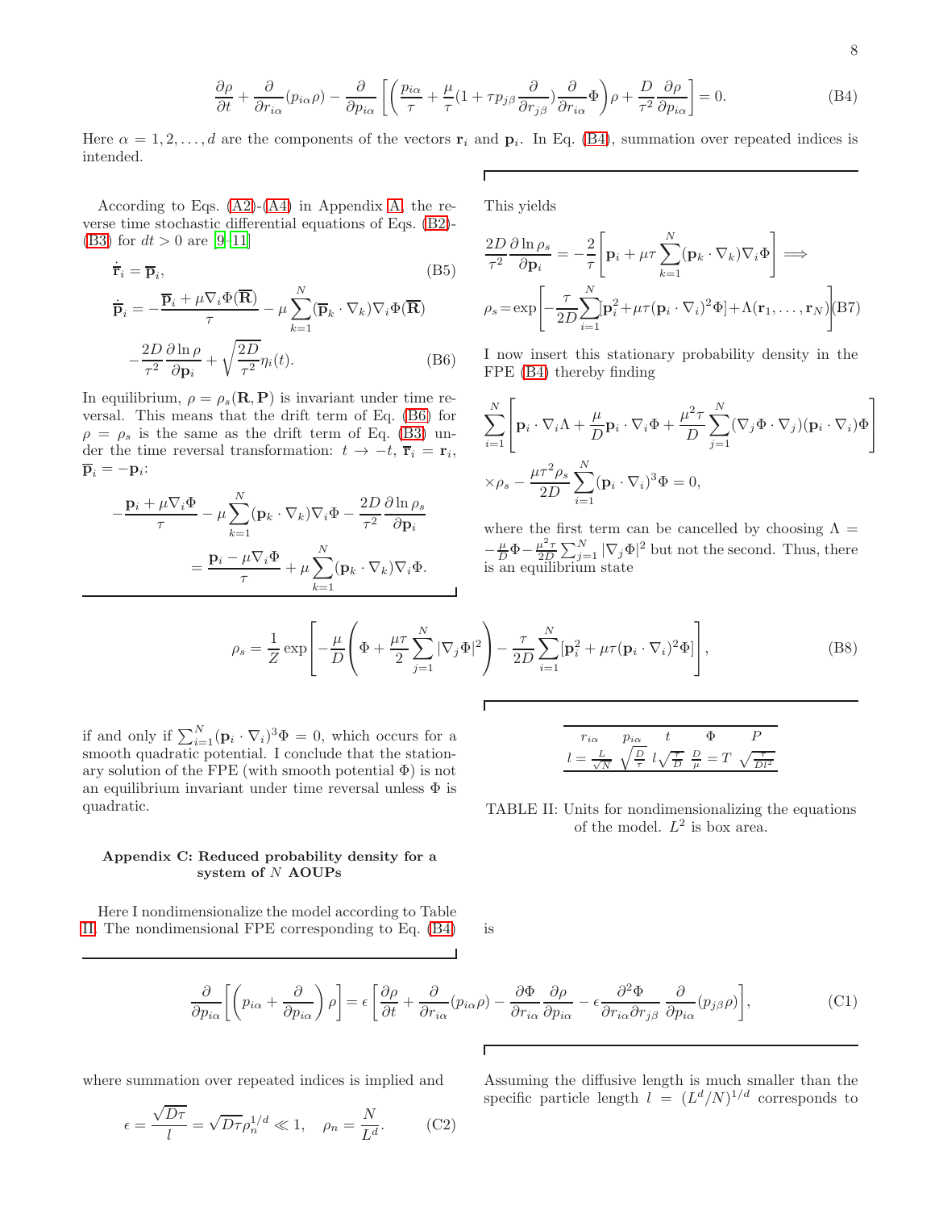$$\frac{\partial \rho}{\partial t}+\frac{\partial}{\partial r_{i\alpha}}(p_{i\alpha}\rho)-\frac{\partial}{\partial p_{i\alpha}}\left[\left(\frac{p_{i\alpha}}{\tau}+\frac{\mu}{\tau}(1+\tau p_{j\beta}\frac{\partial}{\partial r_{j\beta}})\frac{\partial}{\partial r_{i\alpha}}\Phi\right)\rho+\frac{D}{\tau^2}\frac{\partial \rho}{\partial p_{i\alpha}}\right]=0. \tag{B4}$$

Here $\alpha=1,2,\ldots,d$ are the components of the vectors $\mathbf{r}_i$ and $\mathbf{p}_i$. In Eq. (B4), summation over repeated indices is intended.

According to Eqs. (A2)-(A4) in Appendix A, the reverse time stochastic differential equations of Eqs. (B2)-(B3) for $dt>0$ are [9–11]

$$\dot{\overline{\mathbf{r}}}_i=\overline{\mathbf{p}}_i, \tag{B5}$$

$$\dot{\overline{\mathbf{p}}}_i=-\frac{\overline{\mathbf{p}}_i+\mu\nabla_i\Phi(\overline{\mathbf{R}})}{\tau}-\mu\sum_{k=1}^N(\overline{\mathbf{p}}_k\cdot\nabla_k)\nabla_i\Phi(\overline{\mathbf{R}}) -\frac{2D}{\tau^2}\frac{\partial\ln\rho}{\partial\mathbf{p}_i}+\sqrt{\frac{2D}{\tau^2}}\eta_i(t). \tag{B6}$$

In equilibrium, $\rho=\rho_s(\mathbf{R},\mathbf{P})$ is invariant under time reversal. This means that the drift term of Eq. (B6) for $\rho=\rho_s$ is the same as the drift term of Eq. (B3) under the time reversal transformation: $t\to -t$, $\overline{\mathbf{r}}_i=\mathbf{r}_i$, $\overline{\mathbf{p}}_i=-\mathbf{p}_i$:

$$-\frac{\mathbf{p}_i+\mu\nabla_i\Phi}{\tau}-\mu\sum_{k=1}^N(\mathbf{p}_k\cdot\nabla_k)\nabla_i\Phi-\frac{2D}{\tau^2}\frac{\partial\ln\rho_s}{\partial\mathbf{p}_i} =\frac{\mathbf{p}_i-\mu\nabla_i\Phi}{\tau}+\mu\sum_{k=1}^N(\mathbf{p}_k\cdot\nabla_k)\nabla_i\Phi.$$

This yields

$$\frac{2D}{\tau^2}\frac{\partial\ln\rho_s}{\partial\mathbf{p}_i}=-\frac{2}{\tau}\left[\mathbf{p}_i+\mu\tau\sum_{k=1}^N(\mathbf{p}_k\cdot\nabla_k)\nabla_i\Phi\right]\Longrightarrow$$

$$\rho_s=\exp\left[-\frac{\tau}{2D}\sum_{i=1}^N[\mathbf{p}_i^2+\mu\tau(\mathbf{p}_i\cdot\nabla_i)^2\Phi]+\Lambda(\mathbf{r}_1,\ldots,\mathbf{r}_N)\right] \tag{B7}$$

I now insert this stationary probability density in the FPE (B4) thereby finding

$$\sum_{i=1}^N\left[\mathbf{p}_i\cdot\nabla_i\Lambda+\frac{\mu}{D}\mathbf{p}_i\cdot\nabla_i\Phi+\frac{\mu^2\tau}{D}\sum_{j=1}^N(\nabla_j\Phi\cdot\nabla_j)(\mathbf{p}_i\cdot\nabla_i)\Phi\right]\times\rho_s-\frac{\mu\tau^2\rho_s}{2D}\sum_{i=1}^N(\mathbf{p}_i\cdot\nabla_i)^3\Phi=0,$$

where the first term can be cancelled by choosing $\Lambda=-\frac{\mu}{D}\Phi-\frac{\mu^2\tau}{2D}\sum_{j=1}^N|\nabla_j\Phi|^2$ but not the second. Thus, there is an equilibrium state

$$\rho_s=\frac{1}{Z}\exp\left[-\frac{\mu}{D}\left(\Phi+\frac{\mu\tau}{2}\sum_{j=1}^N|\nabla_j\Phi|^2\right)-\frac{\tau}{2D}\sum_{i=1}^N[\mathbf{p}_i^2+\mu\tau(\mathbf{p}_i\cdot\nabla_i)^2\Phi]\right], \tag{B8}$$

if and only if $\sum_{i=1}^N(\mathbf{p}_i\cdot\nabla_i)^3\Phi=0$, which occurs for a smooth quadratic potential. I conclude that the stationary solution of the FPE (with smooth potential $\Phi$) is not an equilibrium invariant under time reversal unless $\Phi$ is quadratic.

### Appendix C: Reduced probability density for a system of $N$ AOUPs

Here I nondimensionalize the model according to Table II. The nondimensional FPE corresponding to Eq. (B4) is

| $r_{i\alpha}$ | $p_{i\alpha}$ | $t$ | $\Phi$ | $P$ |
|---|---|---|---|---|
| $l=\frac{L}{\sqrt{N}}$ | $\sqrt{\frac{D}{\tau}}$ | $l\sqrt{\frac{\tau}{D}}$ | $\frac{D}{\mu}=T$ | $\sqrt{\frac{\tau}{Dl^2}}$ |

TABLE II: Units for nondimensionalizing the equations of the model. $L^2$ is box area.

$$\frac{\partial}{\partial p_{i\alpha}}\left[\left(p_{i\alpha}+\frac{\partial}{\partial p_{i\alpha}}\right)\rho\right]=\epsilon\left[\frac{\partial\rho}{\partial t}+\frac{\partial}{\partial r_{i\alpha}}(p_{i\alpha}\rho)-\frac{\partial\Phi}{\partial r_{i\alpha}}\frac{\partial\rho}{\partial p_{i\alpha}}-\epsilon\frac{\partial^2\Phi}{\partial r_{i\alpha}\partial r_{j\beta}}\frac{\partial}{\partial p_{i\alpha}}(p_{j\beta}\rho)\right], \tag{C1}$$

where summation over repeated indices is implied and

$$\epsilon=\frac{\sqrt{D\tau}}{l}=\sqrt{D\tau}\rho_n^{1/d}\ll 1,\quad \rho_n=\frac{N}{L^d}. \tag{C2}$$

Assuming the diffusive length is much smaller than the specific particle length $l=(L^d/N)^{1/d}$ corresponds to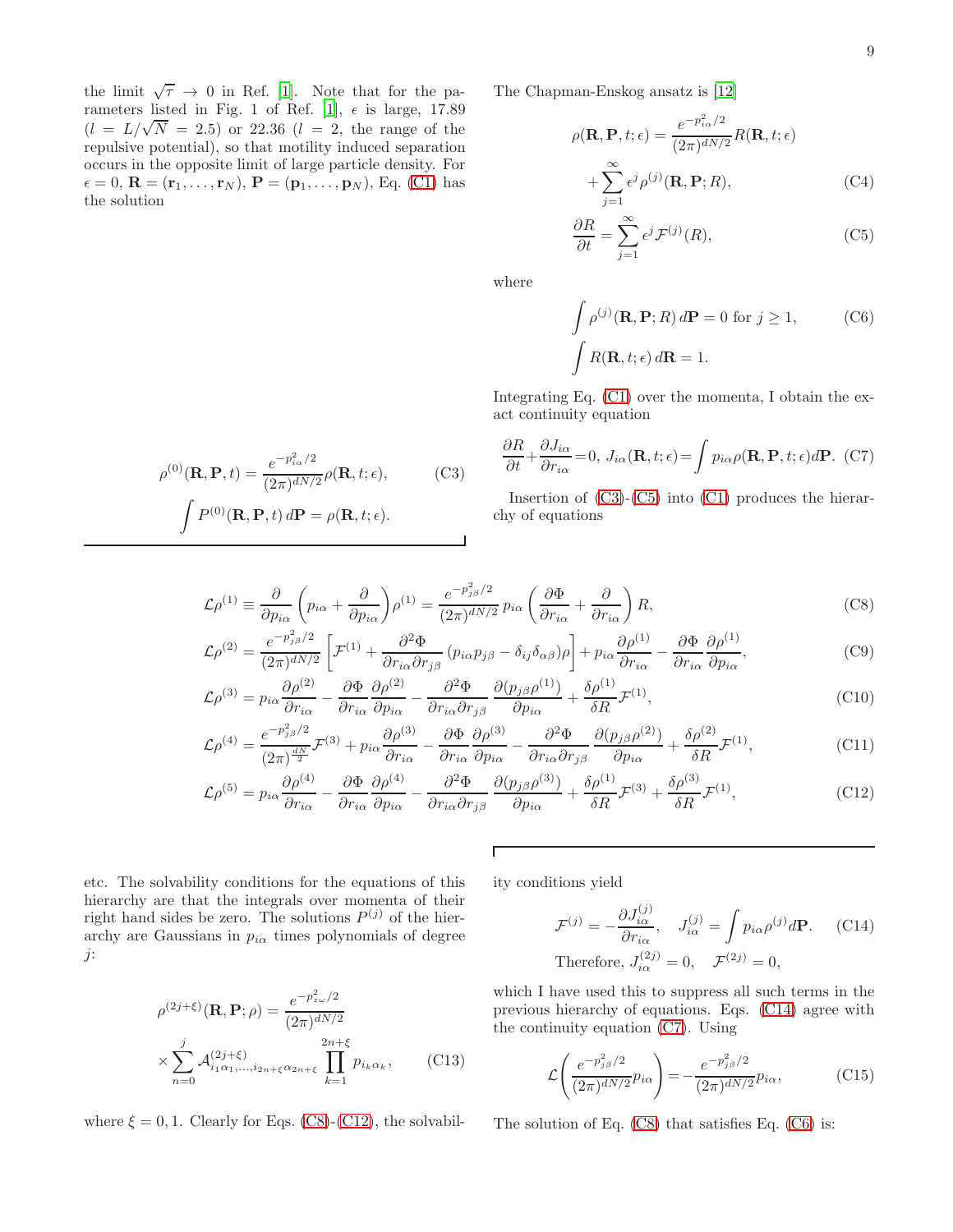the limit $\sqrt{\tau} \to 0$ in Ref. [1]. Note that for the parameters listed in Fig. 1 of Ref. [1], $\epsilon$ is large, 17.89 ($l = L/\sqrt{N} = 2.5$) or 22.36 ($l = 2$, the range of the repulsive potential), so that motility induced separation occurs in the opposite limit of large particle density. For $\epsilon = 0$, $\mathbf{R} = (\mathbf{r}_1, \ldots, \mathbf{r}_N)$, $\mathbf{P} = (\mathbf{p}_1, \ldots, \mathbf{p}_N)$, Eq. (C1) has the solution

$$\rho^{(0)}(\mathbf{R}, \mathbf{P}, t) = \frac{e^{-p_{i\alpha}^2/2}}{(2\pi)^{dN/2}} \rho(\mathbf{R}, t; \epsilon), \tag{C3}$$

$$\int P^{(0)}(\mathbf{R}, \mathbf{P}, t)\, d\mathbf{P} = \rho(\mathbf{R}, t; \epsilon).$$

The Chapman-Enskog ansatz is [12]

$$\rho(\mathbf{R}, \mathbf{P}, t; \epsilon) = \frac{e^{-p_{i\alpha}^2/2}}{(2\pi)^{dN/2}} R(\mathbf{R}, t; \epsilon) + \sum_{j=1}^{\infty} \epsilon^j \rho^{(j)}(\mathbf{R}, \mathbf{P}; R), \tag{C4}$$

$$\frac{\partial R}{\partial t} = \sum_{j=1}^{\infty} \epsilon^j \mathcal{F}^{(j)}(R), \tag{C5}$$

where

$$\int \rho^{(j)}(\mathbf{R}, \mathbf{P}; R)\, d\mathbf{P} = 0 \text{ for } j \geq 1, \tag{C6}$$

$$\int R(\mathbf{R}, t; \epsilon)\, d\mathbf{R} = 1.$$

Integrating Eq. (C1) over the momenta, I obtain the exact continuity equation

$$\frac{\partial R}{\partial t} + \frac{\partial J_{i\alpha}}{\partial r_{i\alpha}} = 0,\; J_{i\alpha}(\mathbf{R}, t; \epsilon) = \int p_{i\alpha} \rho(\mathbf{R}, \mathbf{P}, t; \epsilon) d\mathbf{P}. \tag{C7}$$

Insertion of (C3)-(C5) into (C1) produces the hierarchy of equations

$$\mathcal{L}\rho^{(1)} \equiv \frac{\partial}{\partial p_{i\alpha}} \left( p_{i\alpha} + \frac{\partial}{\partial p_{i\alpha}} \right) \rho^{(1)} = \frac{e^{-p_{j\beta}^2/2}}{(2\pi)^{dN/2}}\, p_{i\alpha} \left( \frac{\partial \Phi}{\partial r_{i\alpha}} + \frac{\partial}{\partial r_{i\alpha}} \right) R, \tag{C8}$$

$$\mathcal{L}\rho^{(2)} = \frac{e^{-p_{j\beta}^2/2}}{(2\pi)^{dN/2}} \left[ \mathcal{F}^{(1)} + \frac{\partial^2 \Phi}{\partial r_{i\alpha} \partial r_{j\beta}} (p_{i\alpha} p_{j\beta} - \delta_{ij}\delta_{\alpha\beta}) \rho \right] + p_{i\alpha} \frac{\partial \rho^{(1)}}{\partial r_{i\alpha}} - \frac{\partial \Phi}{\partial r_{i\alpha}} \frac{\partial \rho^{(1)}}{\partial p_{i\alpha}}, \tag{C9}$$

$$\mathcal{L}\rho^{(3)} = p_{i\alpha} \frac{\partial \rho^{(2)}}{\partial r_{i\alpha}} - \frac{\partial \Phi}{\partial r_{i\alpha}} \frac{\partial \rho^{(2)}}{\partial p_{i\alpha}} - \frac{\partial^2 \Phi}{\partial r_{i\alpha} \partial r_{j\beta}} \frac{\partial (p_{j\beta} \rho^{(1)})}{\partial p_{i\alpha}} + \frac{\delta \rho^{(1)}}{\delta R} \mathcal{F}^{(1)}, \tag{C10}$$

$$\mathcal{L}\rho^{(4)} = \frac{e^{-p_{j\beta}^2/2}}{(2\pi)^{\frac{dN}{2}}} \mathcal{F}^{(3)} + p_{i\alpha} \frac{\partial \rho^{(3)}}{\partial r_{i\alpha}} - \frac{\partial \Phi}{\partial r_{i\alpha}} \frac{\partial \rho^{(3)}}{\partial p_{i\alpha}} - \frac{\partial^2 \Phi}{\partial r_{i\alpha} \partial r_{j\beta}} \frac{\partial (p_{j\beta} \rho^{(2)})}{\partial p_{i\alpha}} + \frac{\delta \rho^{(2)}}{\delta R} \mathcal{F}^{(1)}, \tag{C11}$$

$$\mathcal{L}\rho^{(5)} = p_{i\alpha} \frac{\partial \rho^{(4)}}{\partial r_{i\alpha}} - \frac{\partial \Phi}{\partial r_{i\alpha}} \frac{\partial \rho^{(4)}}{\partial p_{i\alpha}} - \frac{\partial^2 \Phi}{\partial r_{i\alpha} \partial r_{j\beta}} \frac{\partial (p_{j\beta} \rho^{(3)})}{\partial p_{i\alpha}} + \frac{\delta \rho^{(1)}}{\delta R} \mathcal{F}^{(3)} + \frac{\delta \rho^{(3)}}{\delta R} \mathcal{F}^{(1)}, \tag{C12}$$

etc. The solvability conditions for the equations of this hierarchy are that the integrals over momenta of their right hand sides be zero. The solutions $P^{(j)}$ of the hierarchy are Gaussians in $p_{i\alpha}$ times polynomials of degree $j$:

$$\rho^{(2j+\xi)}(\mathbf{R}, \mathbf{P}; \rho) = \frac{e^{-p_{z\omega}^2/2}}{(2\pi)^{dN/2}} \times \sum_{n=0}^{j} \mathcal{A}^{(2j+\xi)}_{i_1\alpha_1,\ldots,i_{2n+\xi}\alpha_{2n+\xi}} \prod_{k=1}^{2n+\xi} p_{i_k\alpha_k}, \tag{C13}$$

where $\xi = 0, 1$. Clearly for Eqs. (C8)-(C12), the solvability conditions yield

$$\mathcal{F}^{(j)} = -\frac{\partial J^{(j)}_{i\alpha}}{\partial r_{i\alpha}}, \quad J^{(j)}_{i\alpha} = \int p_{i\alpha} \rho^{(j)} d\mathbf{P}. \tag{C14}$$

$$\text{Therefore, } J^{(2j)}_{i\alpha} = 0, \quad \mathcal{F}^{(2j)} = 0,$$

which I have used this to suppress all such terms in the previous hierarchy of equations. Eqs. (C14) agree with the continuity equation (C7). Using

$$\mathcal{L}\left( \frac{e^{-p_{j\beta}^2/2}}{(2\pi)^{dN/2}} p_{i\alpha} \right) = -\frac{e^{-p_{j\beta}^2/2}}{(2\pi)^{dN/2}} p_{i\alpha}, \tag{C15}$$

The solution of Eq. (C8) that satisfies Eq. (C6) is: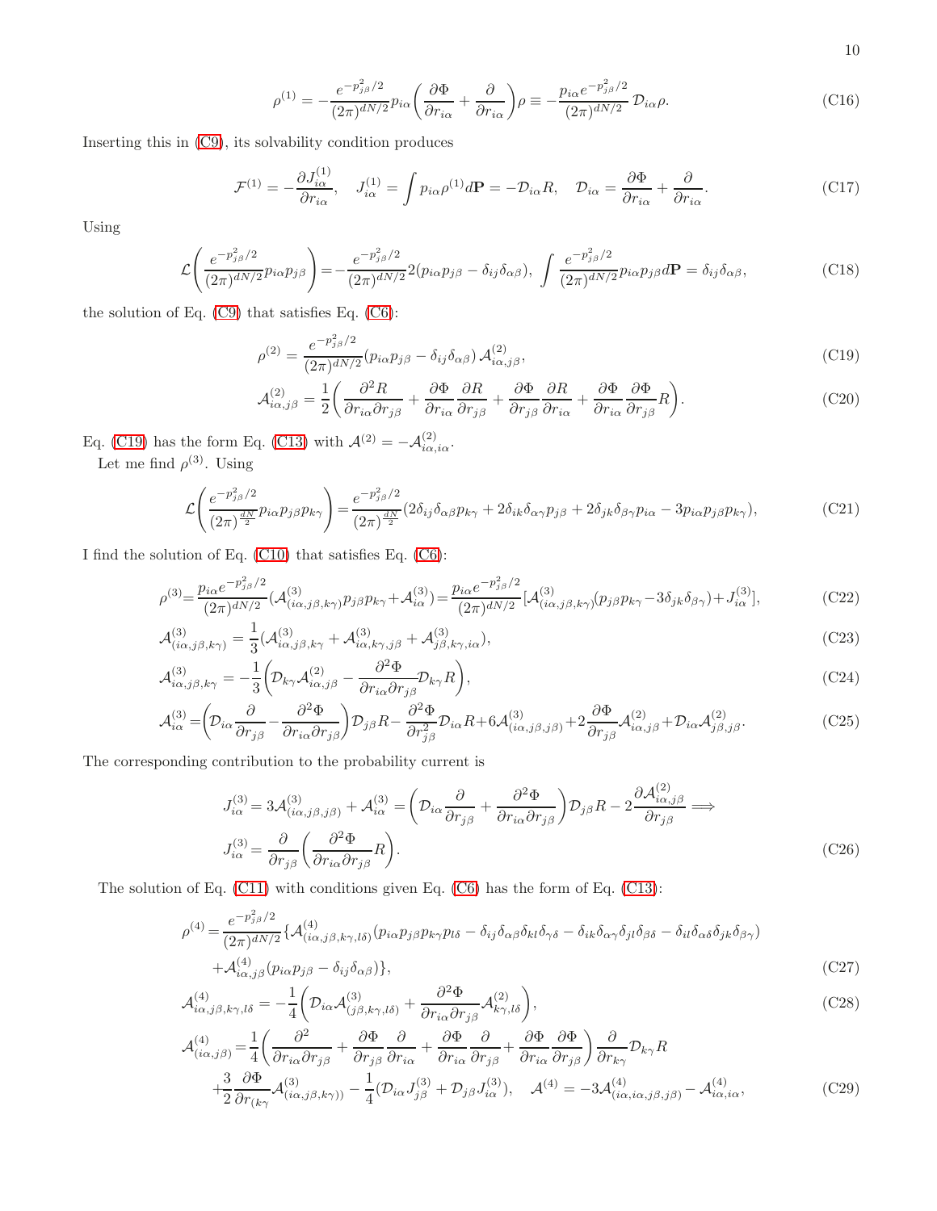$$\rho^{(1)} = -\frac{e^{-p_{j\beta}^2/2}}{(2\pi)^{dN/2}} p_{i\alpha} \left( \frac{\partial \Phi}{\partial r_{i\alpha}} + \frac{\partial}{\partial r_{i\alpha}} \right) \rho \equiv -\frac{p_{i\alpha} e^{-p_{j\beta}^2/2}}{(2\pi)^{dN/2}} \mathcal{D}_{i\alpha} \rho. \tag{C16}$$

Inserting this in (C9), its solvability condition produces

$$\mathcal{F}^{(1)} = -\frac{\partial J_{i\alpha}^{(1)}}{\partial r_{i\alpha}}, \quad J_{i\alpha}^{(1)} = \int p_{i\alpha} \rho^{(1)} d\mathbf{P} = -\mathcal{D}_{i\alpha} R, \quad \mathcal{D}_{i\alpha} = \frac{\partial \Phi}{\partial r_{i\alpha}} + \frac{\partial}{\partial r_{i\alpha}}. \tag{C17}$$

Using

$$\mathcal{L}\left( \frac{e^{-p_{j\beta}^2/2}}{(2\pi)^{dN/2}} p_{i\alpha} p_{j\beta} \right) = -\frac{e^{-p_{j\beta}^2/2}}{(2\pi)^{dN/2}} 2(p_{i\alpha} p_{j\beta} - \delta_{ij}\delta_{\alpha\beta}), \quad \int \frac{e^{-p_{j\beta}^2/2}}{(2\pi)^{dN/2}} p_{i\alpha} p_{j\beta} d\mathbf{P} = \delta_{ij}\delta_{\alpha\beta}, \tag{C18}$$

the solution of Eq. (C9) that satisfies Eq. (C6):

$$\rho^{(2)} = \frac{e^{-p_{j\beta}^2/2}}{(2\pi)^{dN/2}} (p_{i\alpha} p_{j\beta} - \delta_{ij}\delta_{\alpha\beta}) \mathcal{A}_{i\alpha,j\beta}^{(2)}, \tag{C19}$$

$$\mathcal{A}_{i\alpha,j\beta}^{(2)} = \frac{1}{2}\left( \frac{\partial^2 R}{\partial r_{i\alpha} \partial r_{j\beta}} + \frac{\partial \Phi}{\partial r_{i\alpha}} \frac{\partial R}{\partial r_{j\beta}} + \frac{\partial \Phi}{\partial r_{j\beta}} \frac{\partial R}{\partial r_{i\alpha}} + \frac{\partial \Phi}{\partial r_{i\alpha}} \frac{\partial \Phi}{\partial r_{j\beta}} R \right). \tag{C20}$$

Eq. (C19) has the form Eq. (C13) with $\mathcal{A}^{(2)} = -\mathcal{A}_{i\alpha,i\alpha}^{(2)}$.

Let me find $\rho^{(3)}$. Using

$$\mathcal{L}\left( \frac{e^{-p_{j\beta}^2/2}}{(2\pi)^{\frac{dN}{2}}} p_{i\alpha} p_{j\beta} p_{k\gamma} \right) = \frac{e^{-p_{j\beta}^2/2}}{(2\pi)^{\frac{dN}{2}}} (2\delta_{ij}\delta_{\alpha\beta} p_{k\gamma} + 2\delta_{ik}\delta_{\alpha\gamma} p_{j\beta} + 2\delta_{jk}\delta_{\beta\gamma} p_{i\alpha} - 3 p_{i\alpha} p_{j\beta} p_{k\gamma}), \tag{C21}$$

I find the solution of Eq. (C10) that satisfies Eq. (C6):

$$\rho^{(3)} = \frac{p_{i\alpha} e^{-p_{j\beta}^2/2}}{(2\pi)^{dN/2}} (\mathcal{A}_{(i\alpha,j\beta,k\gamma)}^{(3)} p_{j\beta} p_{k\gamma} + \mathcal{A}_{i\alpha}^{(3)}) = \frac{p_{i\alpha} e^{-p_{j\beta}^2/2}}{(2\pi)^{dN/2}} [\mathcal{A}_{(i\alpha,j\beta,k\gamma)}^{(3)} (p_{j\beta} p_{k\gamma} - 3\delta_{jk}\delta_{\beta\gamma}) + J_{i\alpha}^{(3)}], \tag{C22}$$

$$\mathcal{A}_{(i\alpha,j\beta,k\gamma)}^{(3)} = \frac{1}{3}(\mathcal{A}_{i\alpha,j\beta,k\gamma}^{(3)} + \mathcal{A}_{i\alpha,k\gamma,j\beta}^{(3)} + \mathcal{A}_{j\beta,k\gamma,i\alpha}^{(3)}), \tag{C23}$$

$$\mathcal{A}_{i\alpha,j\beta,k\gamma}^{(3)} = -\frac{1}{3}\left( \mathcal{D}_{k\gamma} \mathcal{A}_{i\alpha,j\beta}^{(2)} - \frac{\partial^2 \Phi}{\partial r_{i\alpha} \partial r_{j\beta}} \mathcal{D}_{k\gamma} R \right), \tag{C24}$$

$$\mathcal{A}_{i\alpha}^{(3)} = \left( \mathcal{D}_{i\alpha} \frac{\partial}{\partial r_{j\beta}} - \frac{\partial^2 \Phi}{\partial r_{i\alpha} \partial r_{j\beta}} \right) \mathcal{D}_{j\beta} R - \frac{\partial^2 \Phi}{\partial r_{j\beta}^2} \mathcal{D}_{i\alpha} R + 6\mathcal{A}_{(i\alpha,j\beta,j\beta)}^{(3)} + 2\frac{\partial \Phi}{\partial r_{j\beta}} \mathcal{A}_{i\alpha,j\beta}^{(2)} + \mathcal{D}_{i\alpha} \mathcal{A}_{j\beta,j\beta}^{(2)}. \tag{C25}$$

The corresponding contribution to the probability current is

$$J_{i\alpha}^{(3)} = 3\mathcal{A}_{(i\alpha,j\beta,j\beta)}^{(3)} + \mathcal{A}_{i\alpha}^{(3)} = \left( \mathcal{D}_{i\alpha} \frac{\partial}{\partial r_{j\beta}} + \frac{\partial^2 \Phi}{\partial r_{i\alpha} \partial r_{j\beta}} \right) \mathcal{D}_{j\beta} R - 2\frac{\partial \mathcal{A}_{i\alpha,j\beta}^{(2)}}{\partial r_{j\beta}} \Longrightarrow$$

$$J_{i\alpha}^{(3)} = \frac{\partial}{\partial r_{j\beta}} \left( \frac{\partial^2 \Phi}{\partial r_{i\alpha} \partial r_{j\beta}} R \right). \tag{C26}$$

The solution of Eq. (C11) with conditions given Eq. (C6) has the form of Eq. (C13):

$$\rho^{(4)} = \frac{e^{-p_{j\beta}^2/2}}{(2\pi)^{dN/2}} \{ \mathcal{A}_{(i\alpha,j\beta,k\gamma,l\delta)}^{(4)} (p_{i\alpha} p_{j\beta} p_{k\gamma} p_{l\delta} - \delta_{ij}\delta_{\alpha\beta}\delta_{kl}\delta_{\gamma\delta} - \delta_{ik}\delta_{\alpha\gamma}\delta_{jl}\delta_{\beta\delta} - \delta_{il}\delta_{\alpha\delta}\delta_{jk}\delta_{\beta\gamma})$$
$$+ \mathcal{A}_{i\alpha,j\beta}^{(4)} (p_{i\alpha} p_{j\beta} - \delta_{ij}\delta_{\alpha\beta}) \}, \tag{C27}$$

$$\mathcal{A}_{i\alpha,j\beta,k\gamma,l\delta}^{(4)} = -\frac{1}{4}\left( \mathcal{D}_{i\alpha} \mathcal{A}_{(j\beta,k\gamma,l\delta)}^{(3)} + \frac{\partial^2 \Phi}{\partial r_{i\alpha} \partial r_{j\beta}} \mathcal{A}_{k\gamma,l\delta}^{(2)} \right), \tag{C28}$$

$$\mathcal{A}_{(i\alpha,j\beta)}^{(4)} = \frac{1}{4}\left( \frac{\partial^2}{\partial r_{i\alpha} \partial r_{j\beta}} + \frac{\partial \Phi}{\partial r_{j\beta}} \frac{\partial}{\partial r_{i\alpha}} + \frac{\partial \Phi}{\partial r_{i\alpha}} \frac{\partial}{\partial r_{j\beta}} + \frac{\partial \Phi}{\partial r_{i\alpha}} \frac{\partial \Phi}{\partial r_{j\beta}} \right) \frac{\partial}{\partial r_{k\gamma}} \mathcal{D}_{k\gamma} R$$
$$+ \frac{3}{2} \frac{\partial \Phi}{\partial r_{(k\gamma}} \mathcal{A}_{(i\alpha,j\beta,k\gamma))}^{(3)} - \frac{1}{4}(\mathcal{D}_{i\alpha} J_{j\beta}^{(3)} + \mathcal{D}_{j\beta} J_{i\alpha}^{(3)}), \quad \mathcal{A}^{(4)} = -3\mathcal{A}_{(i\alpha,i\alpha,j\beta,j\beta)}^{(4)} - \mathcal{A}_{i\alpha,i\alpha}^{(4)}, \tag{C29}$$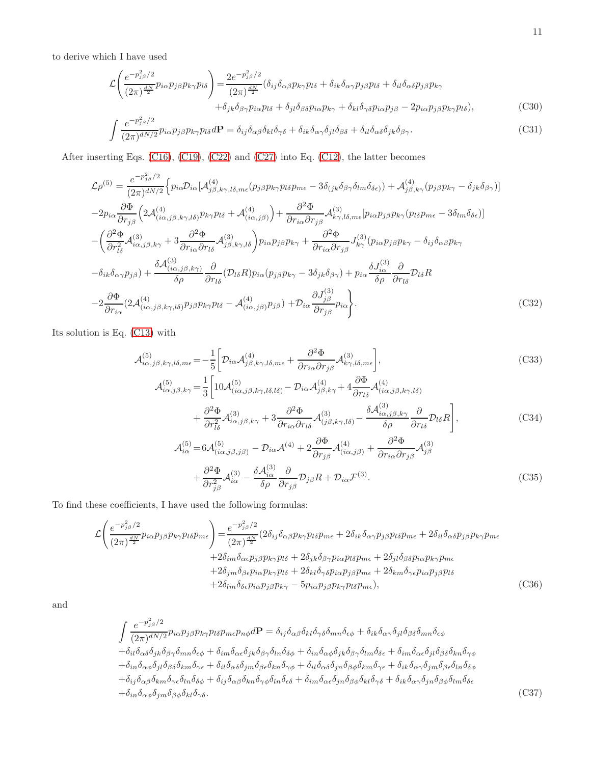to derive which I have used

$$
\mathcal{L}\left(\frac{e^{-p_{j\beta}^2/2}}{(2\pi)^{\frac{dN}{2}}}p_{i\alpha}p_{j\beta}p_{k\gamma}p_{l\delta}\right)=\frac{2e^{-p_{j\beta}^2/2}}{(2\pi)^{\frac{dN}{2}}}(\delta_{ij}\delta_{\alpha\beta}p_{k\gamma}p_{l\delta}+\delta_{ik}\delta_{\alpha\gamma}p_{j\beta}p_{l\delta}+\delta_{il}\delta_{\alpha\delta}p_{j\beta}p_{k\gamma}
+\delta_{jk}\delta_{\beta\gamma}p_{i\alpha}p_{l\delta}+\delta_{jl}\delta_{\beta\delta}p_{i\alpha}p_{k\gamma}+\delta_{kl}\delta_{\gamma\delta}p_{i\alpha}p_{j\beta}-2p_{i\alpha}p_{j\beta}p_{k\gamma}p_{l\delta}), \tag{C30}
$$

$$
\int\frac{e^{-p_{j\beta}^2/2}}{(2\pi)^{dN/2}}p_{i\alpha}p_{j\beta}p_{k\gamma}p_{l\delta}d\mathbf{P}=\delta_{ij}\delta_{\alpha\beta}\delta_{kl}\delta_{\gamma\delta}+\delta_{ik}\delta_{\alpha\gamma}\delta_{jl}\delta_{\beta\delta}+\delta_{il}\delta_{\alpha\delta}\delta_{jk}\delta_{\beta\gamma}. \tag{C31}
$$

After inserting Eqs. (C16), (C19), (C22) and (C27) into Eq. (C12), the latter becomes

$$
\begin{aligned}
\mathcal{L}\rho^{(5)}=\frac{e^{-p_{j\beta}^2/2}}{(2\pi)^{dN/2}}\Big\{&p_{i\alpha}\mathcal{D}_{i\alpha}[\mathcal{A}^{(4)}_{j\beta,k\gamma,l\delta,m\epsilon}(p_{j\beta}p_{k\gamma}p_{l\delta}p_{m\epsilon}-3\delta_{(jk}\delta_{\beta\gamma}\delta_{lm}\delta_{\delta\epsilon)})+\mathcal{A}^{(4)}_{j\beta,k\gamma}(p_{j\beta}p_{k\gamma}-\delta_{jk}\delta_{\beta\gamma})]\\
&-2p_{i\alpha}\frac{\partial\Phi}{\partial r_{j\beta}}\Big(2\mathcal{A}^{(4)}_{(i\alpha,j\beta,k\gamma,l\delta)}p_{k\gamma}p_{l\delta}+\mathcal{A}^{(4)}_{(i\alpha,j\beta)}\Big)+\frac{\partial^2\Phi}{\partial r_{i\alpha}\partial r_{j\beta}}\mathcal{A}^{(3)}_{k\gamma,l\delta,m\epsilon}[p_{i\alpha}p_{j\beta}p_{k\gamma}(p_{l\delta}p_{m\epsilon}-3\delta_{lm}\delta_{\delta\epsilon})]\\
&-\Big(\frac{\partial^2\Phi}{\partial r_{l\delta}^2}\mathcal{A}^{(3)}_{i\alpha,j\beta,k\gamma}+3\frac{\partial^2\Phi}{\partial r_{i\alpha}\partial r_{l\delta}}\mathcal{A}^{(3)}_{j\beta,k\gamma,l\delta}\Big)p_{i\alpha}p_{j\beta}p_{k\gamma}+\frac{\partial^2\Phi}{\partial r_{i\alpha}\partial r_{j\beta}}J^{(3)}_{k\gamma}(p_{i\alpha}p_{j\beta}p_{k\gamma}-\delta_{ij}\delta_{\alpha\beta}p_{k\gamma}\\
&-\delta_{ik}\delta_{\alpha\gamma}p_{j\beta})+\frac{\delta\mathcal{A}^{(3)}_{(i\alpha,j\beta,k\gamma)}}{\delta\rho}\frac{\partial}{\partial r_{l\delta}}(\mathcal{D}_{l\delta}R)p_{i\alpha}(p_{j\beta}p_{k\gamma}-3\delta_{jk}\delta_{\beta\gamma})+p_{i\alpha}\frac{\delta J^{(3)}_{i\alpha}}{\delta\rho}\frac{\partial}{\partial r_{l\delta}}\mathcal{D}_{l\delta}R\\
&-2\frac{\partial\Phi}{\partial r_{i\alpha}}(2\mathcal{A}^{(4)}_{(i\alpha,j\beta,k\gamma,l\delta)}p_{j\beta}p_{k\gamma}p_{l\delta}-\mathcal{A}^{(4)}_{(i\alpha,j\beta)}p_{j\beta})+\mathcal{D}_{i\alpha}\frac{\partial J^{(3)}_{j\beta}}{\partial r_{j\beta}}p_{i\alpha}\Big\}.
\end{aligned} \tag{C32}
$$

Its solution is Eq. (C13) with

$$
\mathcal{A}^{(5)}_{i\alpha,j\beta,k\gamma,l\delta,m\epsilon}=-\frac{1}{5}\Big[\mathcal{D}_{i\alpha}\mathcal{A}^{(4)}_{j\beta,k\gamma,l\delta,m\epsilon}+\frac{\partial^2\Phi}{\partial r_{i\alpha}\partial r_{j\beta}}\mathcal{A}^{(3)}_{k\gamma,l\delta,m\epsilon}\Big], \tag{C33}
$$

$$
\begin{aligned}
\mathcal{A}^{(5)}_{i\alpha,j\beta,k\gamma}=\frac{1}{3}\Big[&10\mathcal{A}^{(5)}_{(i\alpha,j\beta,k\gamma,l\delta,l\delta)}-\mathcal{D}_{i\alpha}\mathcal{A}^{(4)}_{j\beta,k\gamma}+4\frac{\partial\Phi}{\partial r_{l\delta}}\mathcal{A}^{(4)}_{(i\alpha,j\beta,k\gamma,l\delta)}\\
&+\frac{\partial^2\Phi}{\partial r_{l\delta}^2}\mathcal{A}^{(3)}_{i\alpha,j\beta,k\gamma}+3\frac{\partial^2\Phi}{\partial r_{i\alpha}\partial r_{l\delta}}\mathcal{A}^{(3)}_{(j\beta,k\gamma,l\delta)}-\frac{\delta\mathcal{A}^{(3)}_{i\alpha,j\beta,k\gamma}}{\delta\rho}\frac{\partial}{\partial r_{l\delta}}\mathcal{D}_{l\delta}R\Big],
\end{aligned} \tag{C34}
$$

$$
\begin{aligned}
\mathcal{A}^{(5)}_{i\alpha}=&6\mathcal{A}^{(5)}_{(i\alpha,j\beta,j\beta)}-\mathcal{D}_{i\alpha}\mathcal{A}^{(4)}+2\frac{\partial\Phi}{\partial r_{j\beta}}\mathcal{A}^{(4)}_{(i\alpha,j\beta)}+\frac{\partial^2\Phi}{\partial r_{i\alpha}\partial r_{j\beta}}\mathcal{A}^{(3)}_{j\beta}\\
&+\frac{\partial^2\Phi}{\partial r_{j\beta}^2}\mathcal{A}^{(3)}_{i\alpha}-\frac{\delta\mathcal{A}^{(3)}_{i\alpha}}{\delta\rho}\frac{\partial}{\partial r_{j\beta}}\mathcal{D}_{j\beta}R+\mathcal{D}_{i\alpha}\mathcal{F}^{(3)}.
\end{aligned} \tag{C35}
$$

To find these coefficients, I have used the following formulas:

$$
\begin{aligned}
\mathcal{L}\left(\frac{e^{-p_{j\beta}^2/2}}{(2\pi)^{\frac{dN}{2}}}p_{i\alpha}p_{j\beta}p_{k\gamma}p_{l\delta}p_{m\epsilon}\right)=\frac{e^{-p_{j\beta}^2/2}}{(2\pi)^{\frac{dN}{2}}}(&2\delta_{ij}\delta_{\alpha\beta}p_{k\gamma}p_{l\delta}p_{m\epsilon}+2\delta_{ik}\delta_{\alpha\gamma}p_{j\beta}p_{l\delta}p_{m\epsilon}+2\delta_{il}\delta_{\alpha\delta}p_{j\beta}p_{k\gamma}p_{m\epsilon}\\
&+2\delta_{im}\delta_{\alpha\epsilon}p_{j\beta}p_{k\gamma}p_{l\delta}+2\delta_{jk}\delta_{\beta\gamma}p_{i\alpha}p_{l\delta}p_{m\epsilon}+2\delta_{jl}\delta_{\beta\delta}p_{i\alpha}p_{k\gamma}p_{m\epsilon}\\
&+2\delta_{jm}\delta_{\beta\epsilon}p_{i\alpha}p_{k\gamma}p_{l\delta}+2\delta_{kl}\delta_{\gamma\delta}p_{i\alpha}p_{j\beta}p_{m\epsilon}+2\delta_{km}\delta_{\gamma\epsilon}p_{i\alpha}p_{j\beta}p_{l\delta}\\
&+2\delta_{lm}\delta_{\delta\epsilon}p_{i\alpha}p_{j\beta}p_{k\gamma}-5p_{i\alpha}p_{j\beta}p_{k\gamma}p_{l\delta}p_{m\epsilon}),
\end{aligned} \tag{C36}
$$

and

$$
\begin{aligned}
&\int\frac{e^{-p_{j\beta}^2/2}}{(2\pi)^{dN/2}}p_{i\alpha}p_{j\beta}p_{k\gamma}p_{l\delta}p_{m\epsilon}p_{n\phi}d\mathbf{P}=\delta_{ij}\delta_{\alpha\beta}\delta_{kl}\delta_{\gamma\delta}\delta_{mn}\delta_{\epsilon\phi}+\delta_{ik}\delta_{\alpha\gamma}\delta_{jl}\delta_{\beta\delta}\delta_{mn}\delta_{\epsilon\phi}\\
&+\delta_{il}\delta_{\alpha\delta}\delta_{jk}\delta_{\beta\gamma}\delta_{mn}\delta_{\epsilon\phi}+\delta_{im}\delta_{\alpha\epsilon}\delta_{jk}\delta_{\beta\gamma}\delta_{ln}\delta_{\delta\phi}+\delta_{in}\delta_{\alpha\phi}\delta_{jk}\delta_{\beta\gamma}\delta_{lm}\delta_{\delta\epsilon}+\delta_{im}\delta_{\alpha\epsilon}\delta_{jl}\delta_{\beta\delta}\delta_{kn}\delta_{\gamma\phi}\\
&+\delta_{in}\delta_{\alpha\phi}\delta_{jl}\delta_{\beta\delta}\delta_{km}\delta_{\gamma\epsilon}+\delta_{il}\delta_{\alpha\delta}\delta_{jm}\delta_{\beta\epsilon}\delta_{kn}\delta_{\gamma\phi}+\delta_{il}\delta_{\alpha\delta}\delta_{jn}\delta_{\beta\phi}\delta_{km}\delta_{\gamma\epsilon}+\delta_{ik}\delta_{\alpha\gamma}\delta_{jm}\delta_{\beta\epsilon}\delta_{ln}\delta_{\delta\phi}\\
&+\delta_{ij}\delta_{\alpha\beta}\delta_{km}\delta_{\gamma\epsilon}\delta_{ln}\delta_{\delta\phi}+\delta_{ij}\delta_{\alpha\beta}\delta_{kn}\delta_{\gamma\phi}\delta_{ln}\delta_{\epsilon\delta}+\delta_{im}\delta_{\alpha\epsilon}\delta_{jn}\delta_{\beta\phi}\delta_{kl}\delta_{\gamma\delta}+\delta_{ik}\delta_{\alpha\gamma}\delta_{jn}\delta_{\beta\phi}\delta_{lm}\delta_{\delta\epsilon}\\
&+\delta_{in}\delta_{\alpha\phi}\delta_{jm}\delta_{\beta\phi}\delta_{kl}\delta_{\gamma\delta}.
\end{aligned} \tag{C37}
$$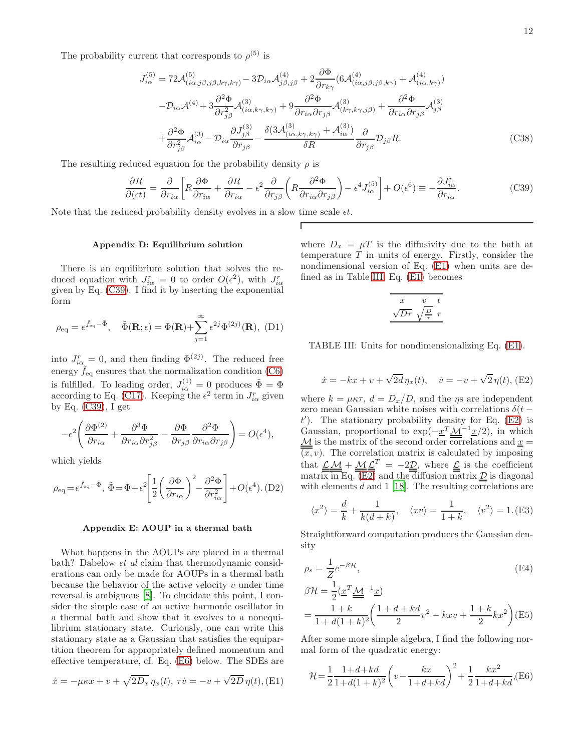The probability current that corresponds to $\rho^{(5)}$ is

$$
\begin{aligned}
J^{(5)}_{i\alpha} &= 72\mathcal{A}^{(5)}_{(i\alpha,j\beta,j\beta,k\gamma,k\gamma)} - 3\mathcal{D}_{i\alpha}\mathcal{A}^{(4)}_{j\beta,j\beta} + 2\frac{\partial\Phi}{\partial r_{k\gamma}}(6\mathcal{A}^{(4)}_{(i\alpha,j\beta,j\beta,k\gamma)} + \mathcal{A}^{(4)}_{(i\alpha,k\gamma)}) \\
&-\mathcal{D}_{i\alpha}\mathcal{A}^{(4)} + 3\frac{\partial^2\Phi}{\partial r_{j\beta}^2}\mathcal{A}^{(3)}_{(i\alpha,k\gamma,k\gamma)} + 9\frac{\partial^2\Phi}{\partial r_{i\alpha}\partial r_{j\beta}}\mathcal{A}^{(3)}_{(k\gamma,k\gamma,j\beta)} + \frac{\partial^2\Phi}{\partial r_{i\alpha}\partial r_{j\beta}}\mathcal{A}^{(3)}_{j\beta} \\
&+\frac{\partial^2\Phi}{\partial r_{j\beta}^2}\mathcal{A}^{(3)}_{i\alpha} - \mathcal{D}_{i\alpha}\frac{\partial J^{(3)}_{j\beta}}{\partial r_{j\beta}} - \frac{\delta(3\mathcal{A}^{(3)}_{(i\alpha,k\gamma,k\gamma)} + \mathcal{A}^{(3)}_{i\alpha})}{\delta R}\frac{\partial}{\partial r_{j\beta}}\mathcal{D}_{j\beta}R. \qquad \text{(C38)}
\end{aligned}
$$

The resulting reduced equation for the probability density $\rho$ is

$$
\frac{\partial R}{\partial(\epsilon t)} = \frac{\partial}{\partial r_{i\alpha}}\left[R\frac{\partial\Phi}{\partial r_{i\alpha}} + \frac{\partial R}{\partial r_{i\alpha}} - \epsilon^2\frac{\partial}{\partial r_{j\beta}}\left(R\frac{\partial^2\Phi}{\partial r_{i\alpha}\partial r_{j\beta}}\right) - \epsilon^4 J^{(5)}_{i\alpha}\right] + O(\epsilon^6) \equiv -\frac{\partial J^r_{i\alpha}}{\partial r_{i\alpha}}. \qquad \text{(C39)}
$$

Note that the reduced probability density evolves in a slow time scale $\epsilon t$.

### Appendix D: Equilibrium solution

There is an equilibrium solution that solves the reduced equation with $J^r_{i\alpha} = 0$ to order $O(\epsilon^2)$, with $J^r_{i\alpha}$ given by Eq. (C39). I find it by inserting the exponential form

$$
\rho_{\rm eq} = e^{\tilde{f}_{\rm eq}-\tilde{\Phi}}, \quad \tilde{\Phi}(\mathbf{R};\epsilon) = \Phi(\mathbf{R}) + \sum_{j=1}^{\infty}\epsilon^{2j}\Phi^{(2j)}(\mathbf{R}), \quad \text{(D1)}
$$

into $J^r_{i\alpha} = 0$, and then finding $\Phi^{(2j)}$. The reduced free energy $\tilde{f}_{\rm eq}$ ensures that the normalization condition (C6) is fulfilled. To leading order, $J^{(1)}_{i\alpha} = 0$ produces $\tilde{\Phi} = \Phi$ according to Eq. (C17). Keeping the $\epsilon^2$ term in $J^r_{i\alpha}$ given by Eq. (C39), I get

$$
-\epsilon^2\left(\frac{\partial\Phi^{(2)}}{\partial r_{i\alpha}} + \frac{\partial^3\Phi}{\partial r_{i\alpha}\partial r_{j\beta}^2} - \frac{\partial\Phi}{\partial r_{j\beta}}\frac{\partial^2\Phi}{\partial r_{i\alpha}\partial r_{j\beta}}\right) = O(\epsilon^4),
$$

which yields

$$
\rho_{\rm eq} = e^{\tilde{f}_{\rm eq}-\tilde{\Phi}}, \; \tilde{\Phi} = \Phi + \epsilon^2\left[\frac{1}{2}\left(\frac{\partial\Phi}{\partial r_{i\alpha}}\right)^2 - \frac{\partial^2\Phi}{\partial r_{i\alpha}^2}\right] + O(\epsilon^4). \quad \text{(D2)}
$$

### Appendix E: AOUP in a thermal bath

What happens in the AOUPs are placed in a thermal bath? Dabelow *et al* claim that thermodynamic considerations can only be made for AOUPs in a thermal bath because the behavior of the active velocity $v$ under time reversal is ambiguous [8]. To elucidate this point, I consider the simple case of an active harmonic oscillator in a thermal bath and show that it evolves to a nonequilibrium stationary state. Curiously, one can write this stationary state as a Gaussian that satisfies the equipartition theorem for appropriately defined momentum and effective temperature, cf. Eq. (E6) below. The SDEs are

$$
\dot{x} = -\mu\kappa x + v + \sqrt{2D_x}\,\eta_x(t), \; \tau\dot{v} = -v + \sqrt{2D}\,\eta(t), \quad \text{(E1)}
$$

where $D_x = \mu T$ is the diffusivity due to the bath at temperature $T$ in units of energy. Firstly, consider the nondimensional version of Eq. (E1) when units are defined as in Table III. Eq. (E1) becomes

| $x$ | $v$ | $t$ |
|---|---|---|
| $\sqrt{D\tau}$ | $\sqrt{\frac{D}{\tau}}$ | $\tau$ |

TABLE III: Units for nondimensionalizing Eq. (E1).

$$
\dot{x} = -kx + v + \sqrt{2d}\,\eta_x(t), \quad \dot{v} = -v + \sqrt{2}\,\eta(t), \quad \text{(E2)}
$$

where $k = \mu\kappa\tau$, $d = D_x/D$, and the $\eta$s are independent zero mean Gaussian white noises with correlations $\delta(t-t')$. The stationary probability density for Eq. (E2) is Gaussian, proportional to $\exp(-\underline{x}^T\underline{\underline{\mathcal{M}}}^{-1}\underline{x}/2)$, in which $\underline{\underline{\mathcal{M}}}$ is the matrix of the second order correlations and $\underline{x} = \overline{(x,v)}$. The correlation matrix is calculated by imposing that $\underline{\underline{\mathcal{L}}}\,\underline{\underline{\mathcal{M}}} + \underline{\underline{\mathcal{M}}}\,\underline{\underline{\mathcal{L}}}^T = -2\underline{\underline{\mathcal{D}}}$, where $\underline{\underline{\mathcal{L}}}$ is the coefficient matrix in Eq. (E2) and the diffusion matrix $\underline{\underline{\mathcal{D}}}$ is diagonal with elements $d$ and 1 [18]. The resulting correlations are

$$
\langle x^2\rangle = \frac{d}{k} + \frac{1}{k(d+k)}, \quad \langle xv\rangle = \frac{1}{1+k}, \quad \langle v^2\rangle = 1. \quad \text{(E3)}
$$

Straightforward computation produces the Gaussian density

$$
\rho_s = \frac{1}{Z}e^{-\beta\mathcal{H}}, \quad \text{(E4)}
$$

$$
\begin{aligned}
\beta\mathcal{H} &= \frac{1}{2}(\underline{x}^T\underline{\underline{\mathcal{M}}}^{-1}\underline{x}) \\
&= \frac{1+k}{1+d(1+k)^2}\left(\frac{1+d+kd}{2}v^2 - kxv + \frac{1+k}{2}kx^2\right) \quad \text{(E5)}
\end{aligned}
$$

After some more simple algebra, I find the following normal form of the quadratic energy:

$$
\mathcal{H} = \frac{1}{2}\frac{1+d+kd}{1+d(1+k)^2}\left(v - \frac{kx}{1+d+kd}\right)^2 + \frac{1}{2}\frac{kx^2}{1+d+kd}, \quad \text{(E6)}
$$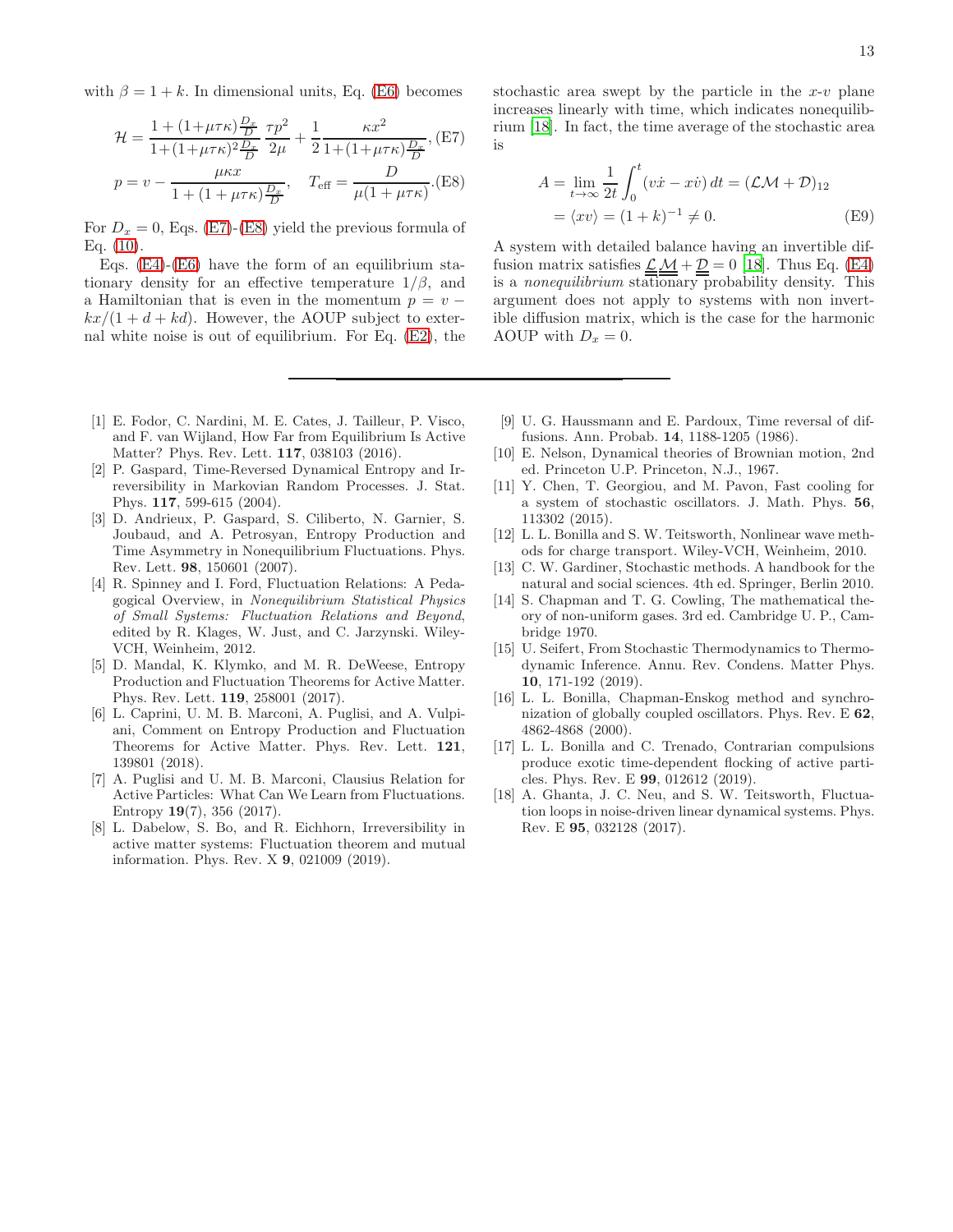with $\beta = 1 + k$. In dimensional units, Eq. (E6) becomes

$$\mathcal{H} = \frac{1 + (1+\mu\tau\kappa)\frac{D_x}{D}}{1+(1+\mu\tau\kappa)^2\frac{D_x}{D}}\, \frac{\tau p^2}{2\mu} + \frac{1}{2}\frac{\kappa x^2}{1+(1+\mu\tau\kappa)\frac{D_x}{D}}, \quad \text{(E7)}$$

$$p = v - \frac{\mu\kappa x}{1 + (1+\mu\tau\kappa)\frac{D_x}{D}}, \quad T_{\text{eff}} = \frac{D}{\mu(1+\mu\tau\kappa)}. \quad \text{(E8)}$$

For $D_x = 0$, Eqs. (E7)-(E8) yield the previous formula of Eq. (10).

Eqs. (E4)-(E6) have the form of an equilibrium stationary density for an effective temperature $1/\beta$, and a Hamiltonian that is even in the momentum $p = v - kx/(1 + d + kd)$. However, the AOUP subject to external white noise is out of equilibrium. For Eq. (E2), the stochastic area swept by the particle in the $x$-$v$ plane increases linearly with time, which indicates nonequilibrium [18]. In fact, the time average of the stochastic area is

$$A = \lim_{t\to\infty} \frac{1}{2t}\int_0^t (v\dot{x} - x\dot{v})\, dt = (\mathcal{L}\mathcal{M} + \mathcal{D})_{12}$$
$$= \langle xv\rangle = (1+k)^{-1} \neq 0. \quad \text{(E9)}$$

A system with detailed balance having an invertible diffusion matrix satisfies $\underline{\underline{\mathcal{L}}}\,\underline{\underline{\mathcal{M}}} + \underline{\underline{\mathcal{D}}} = 0$ [18]. Thus Eq. (E4) is a *nonequilibrium* stationary probability density. This argument does not apply to systems with non invertible diffusion matrix, which is the case for the harmonic AOUP with $D_x = 0$.

---

[1] E. Fodor, C. Nardini, M. E. Cates, J. Tailleur, P. Visco, and F. van Wijland, How Far from Equilibrium Is Active Matter? Phys. Rev. Lett. **117**, 038103 (2016).

[2] P. Gaspard, Time-Reversed Dynamical Entropy and Irreversibility in Markovian Random Processes. J. Stat. Phys. **117**, 599-615 (2004).

[3] D. Andrieux, P. Gaspard, S. Ciliberto, N. Garnier, S. Joubaud, and A. Petrosyan, Entropy Production and Time Asymmetry in Nonequilibrium Fluctuations. Phys. Rev. Lett. **98**, 150601 (2007).

[4] R. Spinney and I. Ford, Fluctuation Relations: A Pedagogical Overview, in *Nonequilibrium Statistical Physics of Small Systems: Fluctuation Relations and Beyond*, edited by R. Klages, W. Just, and C. Jarzynski. Wiley-VCH, Weinheim, 2012.

[5] D. Mandal, K. Klymko, and M. R. DeWeese, Entropy Production and Fluctuation Theorems for Active Matter. Phys. Rev. Lett. **119**, 258001 (2017).

[6] L. Caprini, U. M. B. Marconi, A. Puglisi, and A. Vulpiani, Comment on Entropy Production and Fluctuation Theorems for Active Matter. Phys. Rev. Lett. **121**, 139801 (2018).

[7] A. Puglisi and U. M. B. Marconi, Clausius Relation for Active Particles: What Can We Learn from Fluctuations. Entropy **19**(7), 356 (2017).

[8] L. Dabelow, S. Bo, and R. Eichhorn, Irreversibility in active matter systems: Fluctuation theorem and mutual information. Phys. Rev. X **9**, 021009 (2019).

[9] U. G. Haussmann and E. Pardoux, Time reversal of diffusions. Ann. Probab. **14**, 1188-1205 (1986).

[10] E. Nelson, Dynamical theories of Brownian motion, 2nd ed. Princeton U.P. Princeton, N.J., 1967.

[11] Y. Chen, T. Georgiou, and M. Pavon, Fast cooling for a system of stochastic oscillators. J. Math. Phys. **56**, 113302 (2015).

[12] L. L. Bonilla and S. W. Teitsworth, Nonlinear wave methods for charge transport. Wiley-VCH, Weinheim, 2010.

[13] C. W. Gardiner, Stochastic methods. A handbook for the natural and social sciences. 4th ed. Springer, Berlin 2010.

[14] S. Chapman and T. G. Cowling, The mathematical theory of non-uniform gases. 3rd ed. Cambridge U. P., Cambridge 1970.

[15] U. Seifert, From Stochastic Thermodynamics to Thermodynamic Inference. Annu. Rev. Condens. Matter Phys. **10**, 171-192 (2019).

[16] L. L. Bonilla, Chapman-Enskog method and synchronization of globally coupled oscillators. Phys. Rev. E **62**, 4862-4868 (2000).

[17] L. L. Bonilla and C. Trenado, Contrarian compulsions produce exotic time-dependent flocking of active particles. Phys. Rev. E **99**, 012612 (2019).

[18] A. Ghanta, J. C. Neu, and S. W. Teitsworth, Fluctuation loops in noise-driven linear dynamical systems. Phys. Rev. E **95**, 032128 (2017).